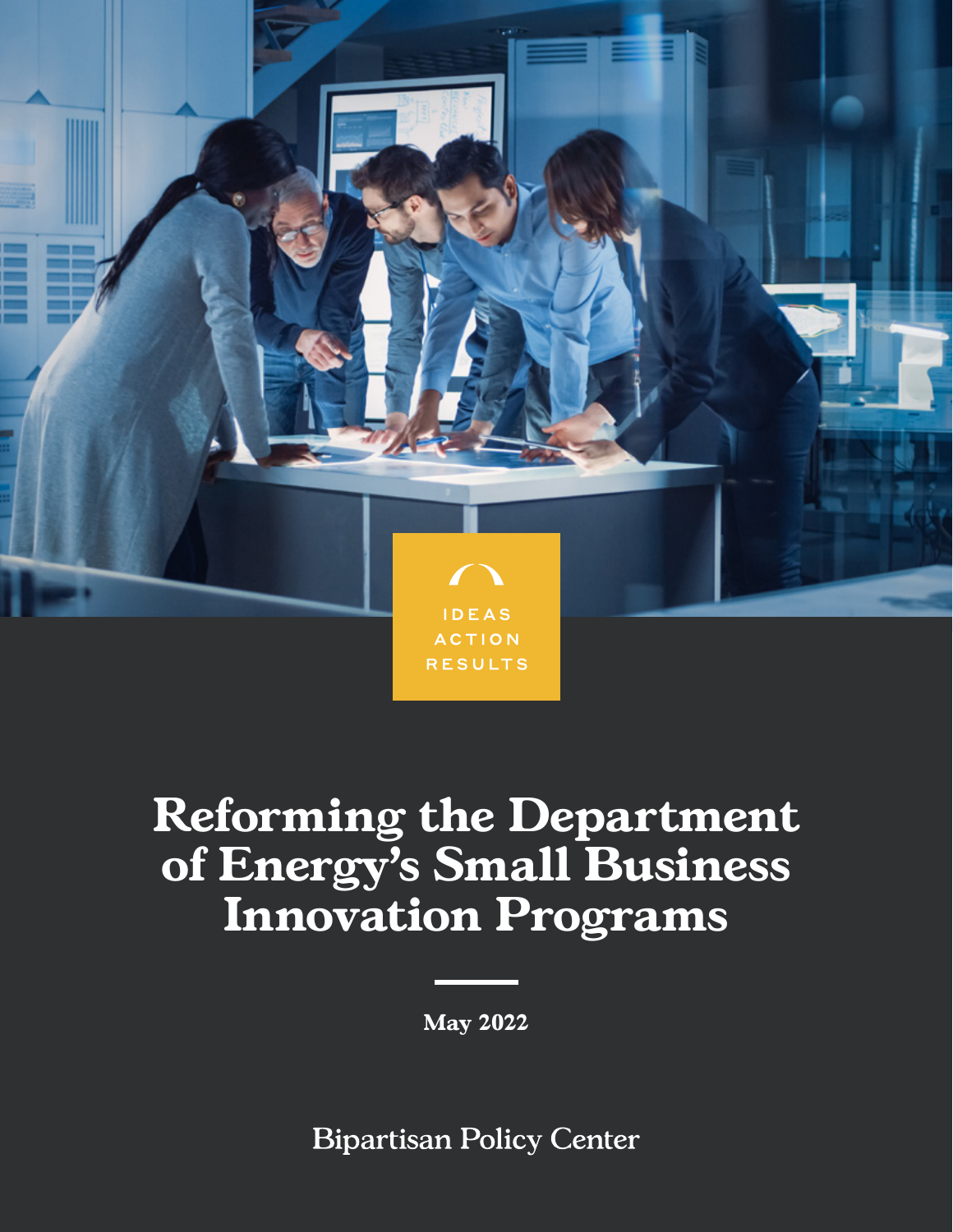IDEAS
ACTION
RESULTS

# Reforming the Department of Energy's Small Business Innovation Programs

May 2022

Bipartisan Policy Center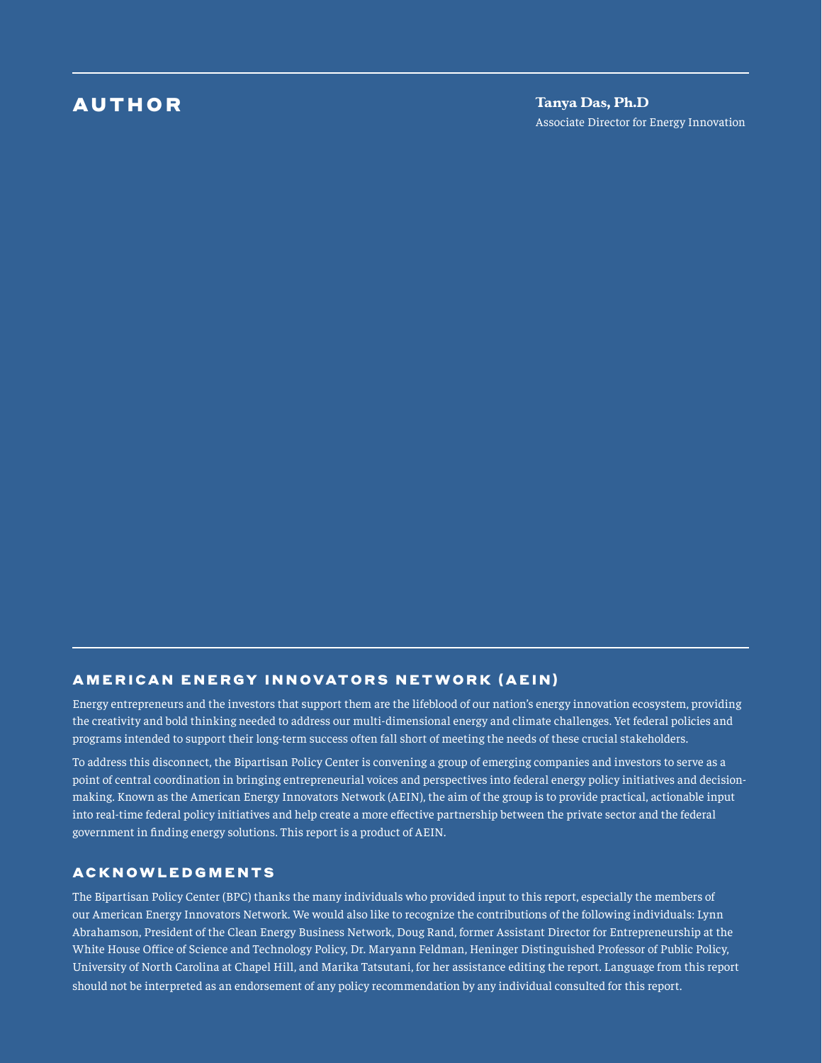## AUTHOR

**Tanya Das, Ph.D**
Associate Director for Energy Innovation

## AMERICAN ENERGY INNOVATORS NETWORK (AEIN)

Energy entrepreneurs and the investors that support them are the lifeblood of our nation's energy innovation ecosystem, providing the creativity and bold thinking needed to address our multi-dimensional energy and climate challenges. Yet federal policies and programs intended to support their long-term success often fall short of meeting the needs of these crucial stakeholders.

To address this disconnect, the Bipartisan Policy Center is convening a group of emerging companies and investors to serve as a point of central coordination in bringing entrepreneurial voices and perspectives into federal energy policy initiatives and decision-making. Known as the American Energy Innovators Network (AEIN), the aim of the group is to provide practical, actionable input into real-time federal policy initiatives and help create a more effective partnership between the private sector and the federal government in finding energy solutions. This report is a product of AEIN.

## ACKNOWLEDGMENTS

The Bipartisan Policy Center (BPC) thanks the many individuals who provided input to this report, especially the members of our American Energy Innovators Network. We would also like to recognize the contributions of the following individuals: Lynn Abrahamson, President of the Clean Energy Business Network, Doug Rand, former Assistant Director for Entrepreneurship at the White House Office of Science and Technology Policy, Dr. Maryann Feldman, Heninger Distinguished Professor of Public Policy, University of North Carolina at Chapel Hill, and Marika Tatsutani, for her assistance editing the report. Language from this report should not be interpreted as an endorsement of any policy recommendation by any individual consulted for this report.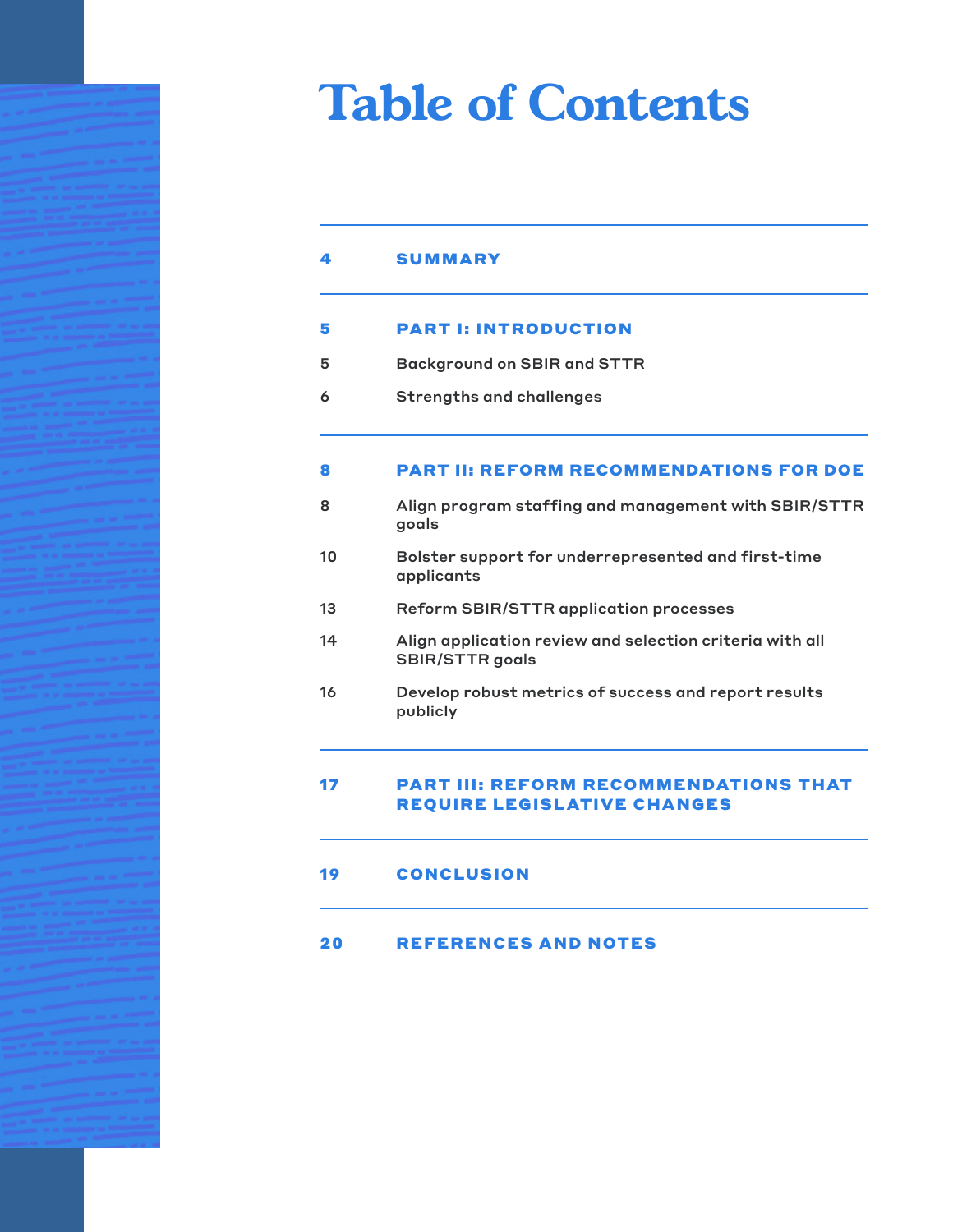# Table of Contents

| | |
|---|---|
| 4 | **SUMMARY** |
| 5 | **PART I: INTRODUCTION** |
| 5 | Background on SBIR and STTR |
| 6 | Strengths and challenges |
| 8 | **PART II: REFORM RECOMMENDATIONS FOR DOE** |
| 8 | Align program staffing and management with SBIR/STTR goals |
| 10 | Bolster support for underrepresented and first-time applicants |
| 13 | Reform SBIR/STTR application processes |
| 14 | Align application review and selection criteria with all SBIR/STTR goals |
| 16 | Develop robust metrics of success and report results publicly |
| 17 | **PART III: REFORM RECOMMENDATIONS THAT REQUIRE LEGISLATIVE CHANGES** |
| 19 | **CONCLUSION** |
| 20 | **REFERENCES AND NOTES** |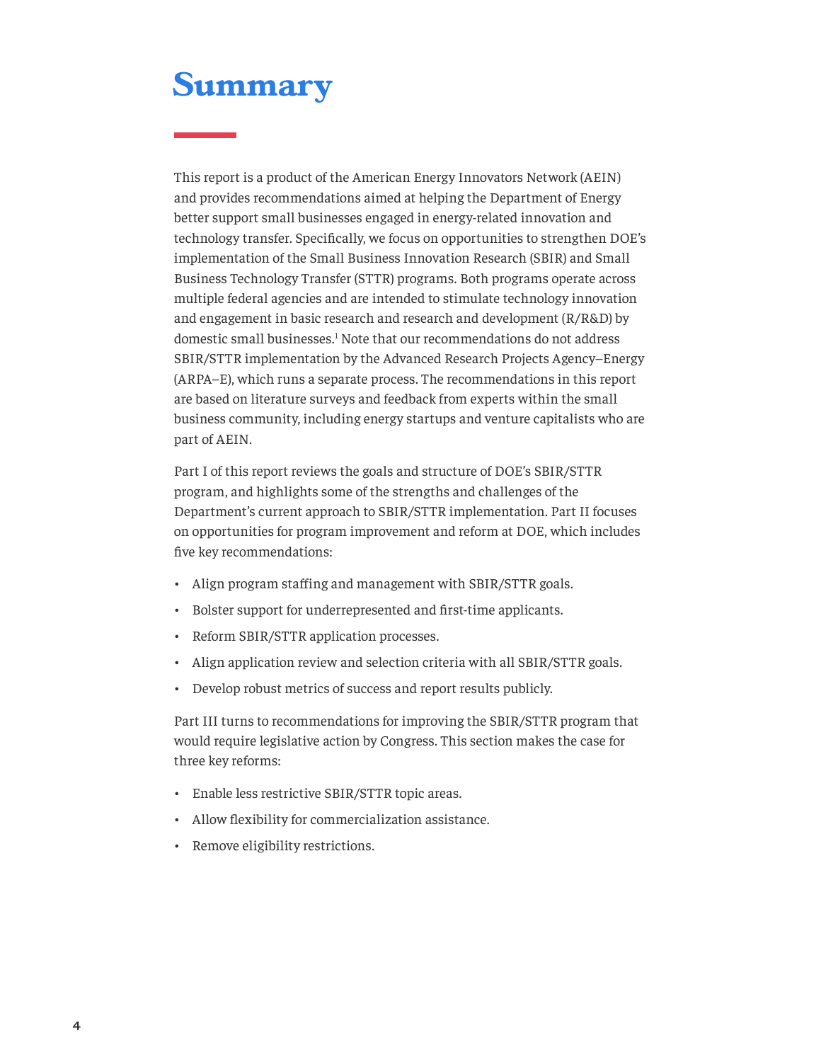# Summary

This report is a product of the American Energy Innovators Network (AEIN) and provides recommendations aimed at helping the Department of Energy better support small businesses engaged in energy-related innovation and technology transfer. Specifically, we focus on opportunities to strengthen DOE's implementation of the Small Business Innovation Research (SBIR) and Small Business Technology Transfer (STTR) programs. Both programs operate across multiple federal agencies and are intended to stimulate technology innovation and engagement in basic research and research and development (R/R&D) by domestic small businesses.[1] Note that our recommendations do not address SBIR/STTR implementation by the Advanced Research Projects Agency–Energy (ARPA–E), which runs a separate process. The recommendations in this report are based on literature surveys and feedback from experts within the small business community, including energy startups and venture capitalists who are part of AEIN.

Part I of this report reviews the goals and structure of DOE's SBIR/STTR program, and highlights some of the strengths and challenges of the Department's current approach to SBIR/STTR implementation. Part II focuses on opportunities for program improvement and reform at DOE, which includes five key recommendations:

- Align program staffing and management with SBIR/STTR goals.
- Bolster support for underrepresented and first-time applicants.
- Reform SBIR/STTR application processes.
- Align application review and selection criteria with all SBIR/STTR goals.
- Develop robust metrics of success and report results publicly.

Part III turns to recommendations for improving the SBIR/STTR program that would require legislative action by Congress. This section makes the case for three key reforms:

- Enable less restrictive SBIR/STTR topic areas.
- Allow flexibility for commercialization assistance.
- Remove eligibility restrictions.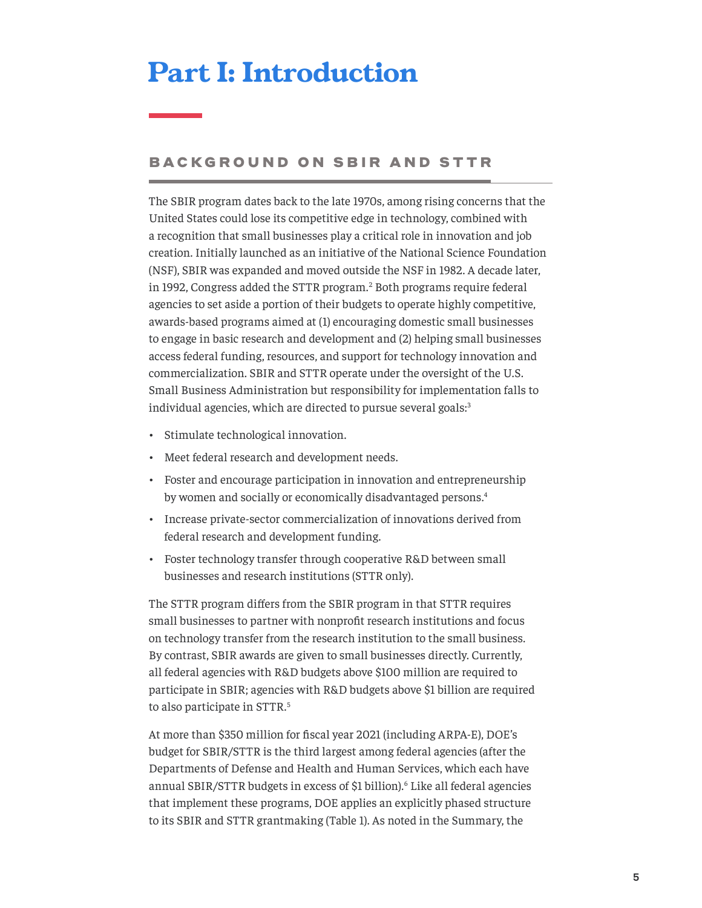# Part I: Introduction

## BACKGROUND ON SBIR AND STTR

The SBIR program dates back to the late 1970s, among rising concerns that the United States could lose its competitive edge in technology, combined with a recognition that small businesses play a critical role in innovation and job creation. Initially launched as an initiative of the National Science Foundation (NSF), SBIR was expanded and moved outside the NSF in 1982. A decade later, in 1992, Congress added the STTR program.[2] Both programs require federal agencies to set aside a portion of their budgets to operate highly competitive, awards-based programs aimed at (1) encouraging domestic small businesses to engage in basic research and development and (2) helping small businesses access federal funding, resources, and support for technology innovation and commercialization. SBIR and STTR operate under the oversight of the U.S. Small Business Administration but responsibility for implementation falls to individual agencies, which are directed to pursue several goals:[3]

- Stimulate technological innovation.
- Meet federal research and development needs.
- Foster and encourage participation in innovation and entrepreneurship by women and socially or economically disadvantaged persons.[4]
- Increase private-sector commercialization of innovations derived from federal research and development funding.
- Foster technology transfer through cooperative R&D between small businesses and research institutions (STTR only).

The STTR program differs from the SBIR program in that STTR requires small businesses to partner with nonprofit research institutions and focus on technology transfer from the research institution to the small business. By contrast, SBIR awards are given to small businesses directly. Currently, all federal agencies with R&D budgets above $100 million are required to participate in SBIR; agencies with R&D budgets above $1 billion are required to also participate in STTR.[5]

At more than $350 million for fiscal year 2021 (including ARPA-E), DOE's budget for SBIR/STTR is the third largest among federal agencies (after the Departments of Defense and Health and Human Services, which each have annual SBIR/STTR budgets in excess of $1 billion).[6] Like all federal agencies that implement these programs, DOE applies an explicitly phased structure to its SBIR and STTR grantmaking (Table 1). As noted in the Summary, the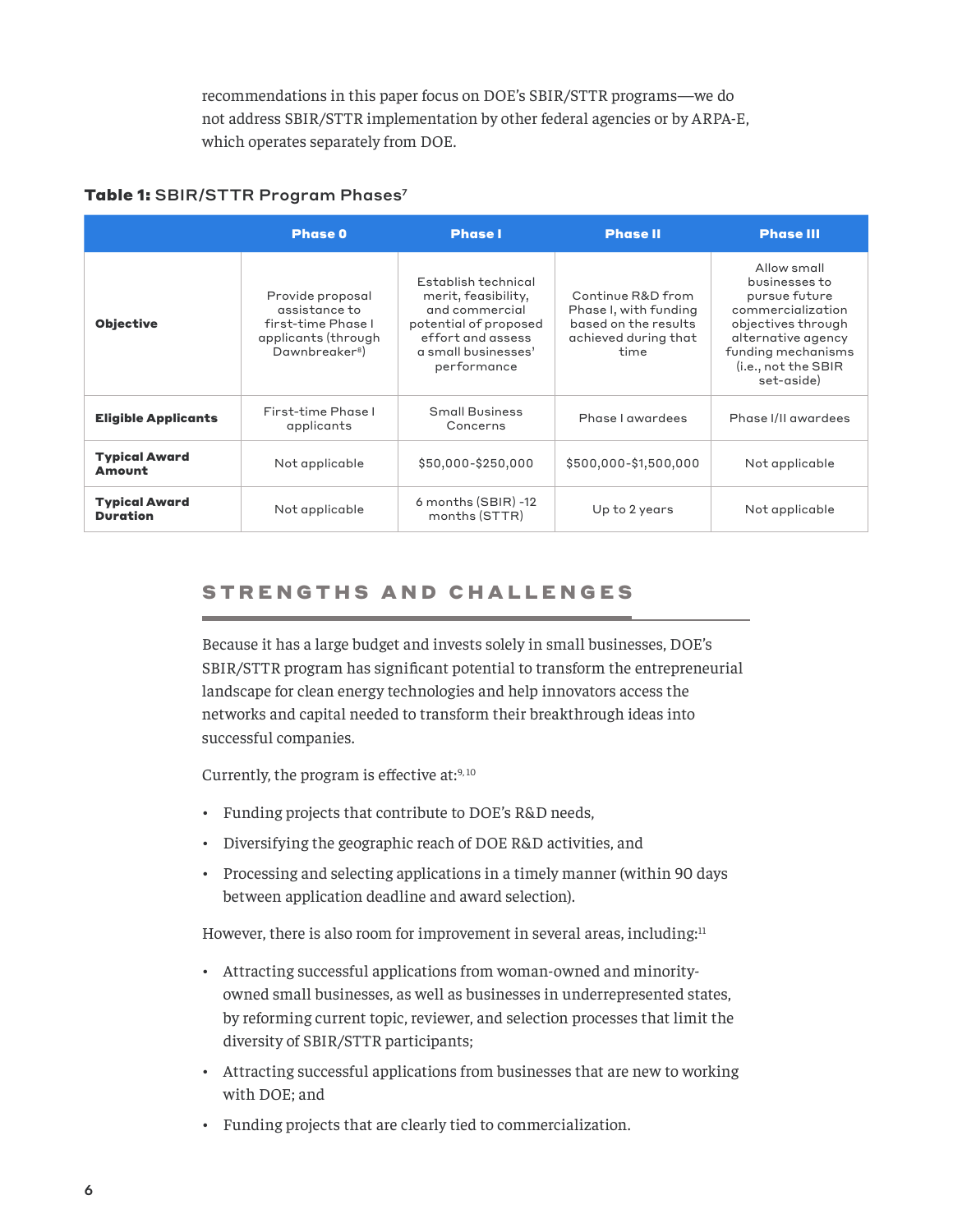recommendations in this paper focus on DOE's SBIR/STTR programs—we do not address SBIR/STTR implementation by other federal agencies or by ARPA-E, which operates separately from DOE.

**Table 1:** SBIR/STTR Program Phases[7]

| | Phase 0 | Phase I | Phase II | Phase III |
|---|---|---|---|---|
| **Objective** | Provide proposal assistance to first-time Phase I applicants (through Dawnbreaker[8]) | Establish technical merit, feasibility, and commercial potential of proposed effort and assess a small businesses' performance | Continue R&D from Phase I, with funding based on the results achieved during that time | Allow small businesses to pursue future commercialization objectives through alternative agency funding mechanisms (i.e., not the SBIR set-aside) |
| **Eligible Applicants** | First-time Phase I applicants | Small Business Concerns | Phase I awardees | Phase I/II awardees |
| **Typical Award Amount** | Not applicable | $50,000-$250,000 | $500,000-$1,500,000 | Not applicable |
| **Typical Award Duration** | Not applicable | 6 months (SBIR) -12 months (STTR) | Up to 2 years | Not applicable |

## STRENGTHS AND CHALLENGES

Because it has a large budget and invests solely in small businesses, DOE's SBIR/STTR program has significant potential to transform the entrepreneurial landscape for clean energy technologies and help innovators access the networks and capital needed to transform their breakthrough ideas into successful companies.

Currently, the program is effective at:[9, 10]

- Funding projects that contribute to DOE's R&D needs,
- Diversifying the geographic reach of DOE R&D activities, and
- Processing and selecting applications in a timely manner (within 90 days between application deadline and award selection).

However, there is also room for improvement in several areas, including:[11]

- Attracting successful applications from woman-owned and minority-owned small businesses, as well as businesses in underrepresented states, by reforming current topic, reviewer, and selection processes that limit the diversity of SBIR/STTR participants;
- Attracting successful applications from businesses that are new to working with DOE; and
- Funding projects that are clearly tied to commercialization.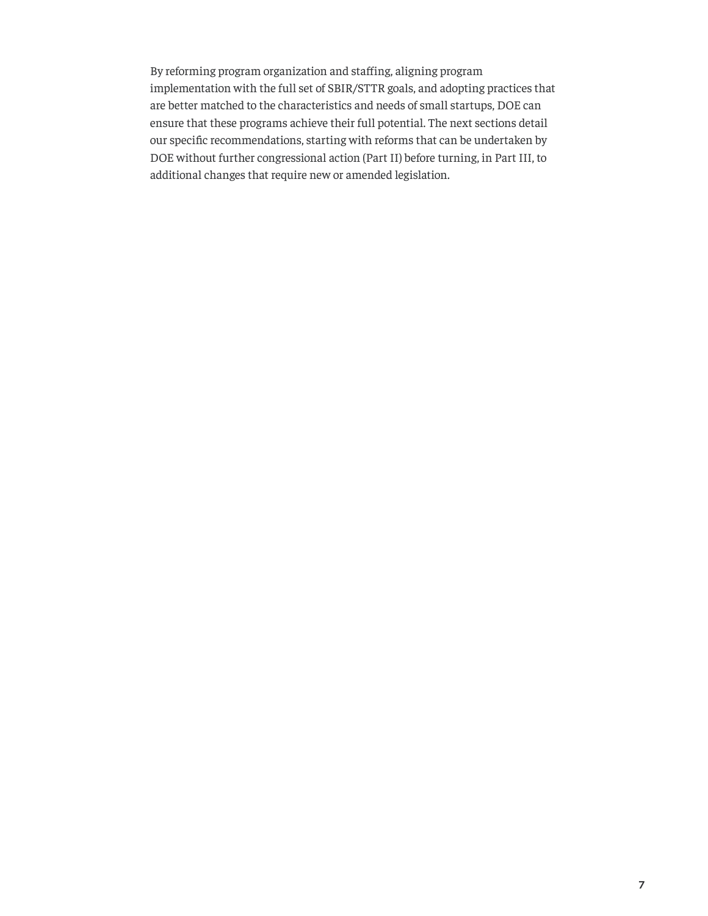By reforming program organization and staffing, aligning program implementation with the full set of SBIR/STTR goals, and adopting practices that are better matched to the characteristics and needs of small startups, DOE can ensure that these programs achieve their full potential. The next sections detail our specific recommendations, starting with reforms that can be undertaken by DOE without further congressional action (Part II) before turning, in Part III, to additional changes that require new or amended legislation.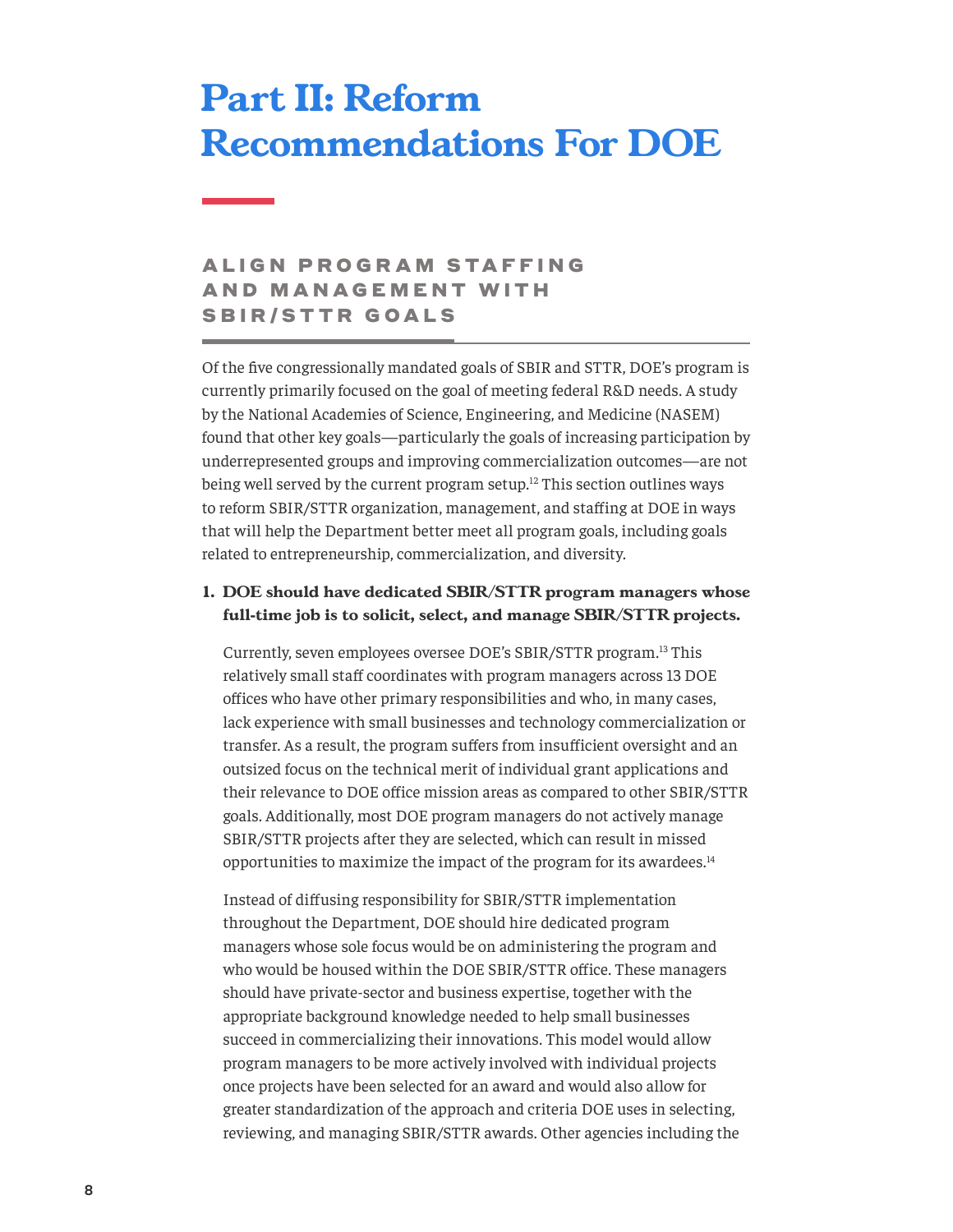# Part II: Reform Recommendations For DOE

## ALIGN PROGRAM STAFFING AND MANAGEMENT WITH SBIR/STTR GOALS

Of the five congressionally mandated goals of SBIR and STTR, DOE's program is currently primarily focused on the goal of meeting federal R&D needs. A study by the National Academies of Science, Engineering, and Medicine (NASEM) found that other key goals—particularly the goals of increasing participation by underrepresented groups and improving commercialization outcomes—are not being well served by the current program setup.[12] This section outlines ways to reform SBIR/STTR organization, management, and staffing at DOE in ways that will help the Department better meet all program goals, including goals related to entrepreneurship, commercialization, and diversity.

1. **DOE should have dedicated SBIR/STTR program managers whose full-time job is to solicit, select, and manage SBIR/STTR projects.**

   Currently, seven employees oversee DOE's SBIR/STTR program.[13] This relatively small staff coordinates with program managers across 13 DOE offices who have other primary responsibilities and who, in many cases, lack experience with small businesses and technology commercialization or transfer. As a result, the program suffers from insufficient oversight and an outsized focus on the technical merit of individual grant applications and their relevance to DOE office mission areas as compared to other SBIR/STTR goals. Additionally, most DOE program managers do not actively manage SBIR/STTR projects after they are selected, which can result in missed opportunities to maximize the impact of the program for its awardees.[14]

   Instead of diffusing responsibility for SBIR/STTR implementation throughout the Department, DOE should hire dedicated program managers whose sole focus would be on administering the program and who would be housed within the DOE SBIR/STTR office. These managers should have private-sector and business expertise, together with the appropriate background knowledge needed to help small businesses succeed in commercializing their innovations. This model would allow program managers to be more actively involved with individual projects once projects have been selected for an award and would also allow for greater standardization of the approach and criteria DOE uses in selecting, reviewing, and managing SBIR/STTR awards. Other agencies including the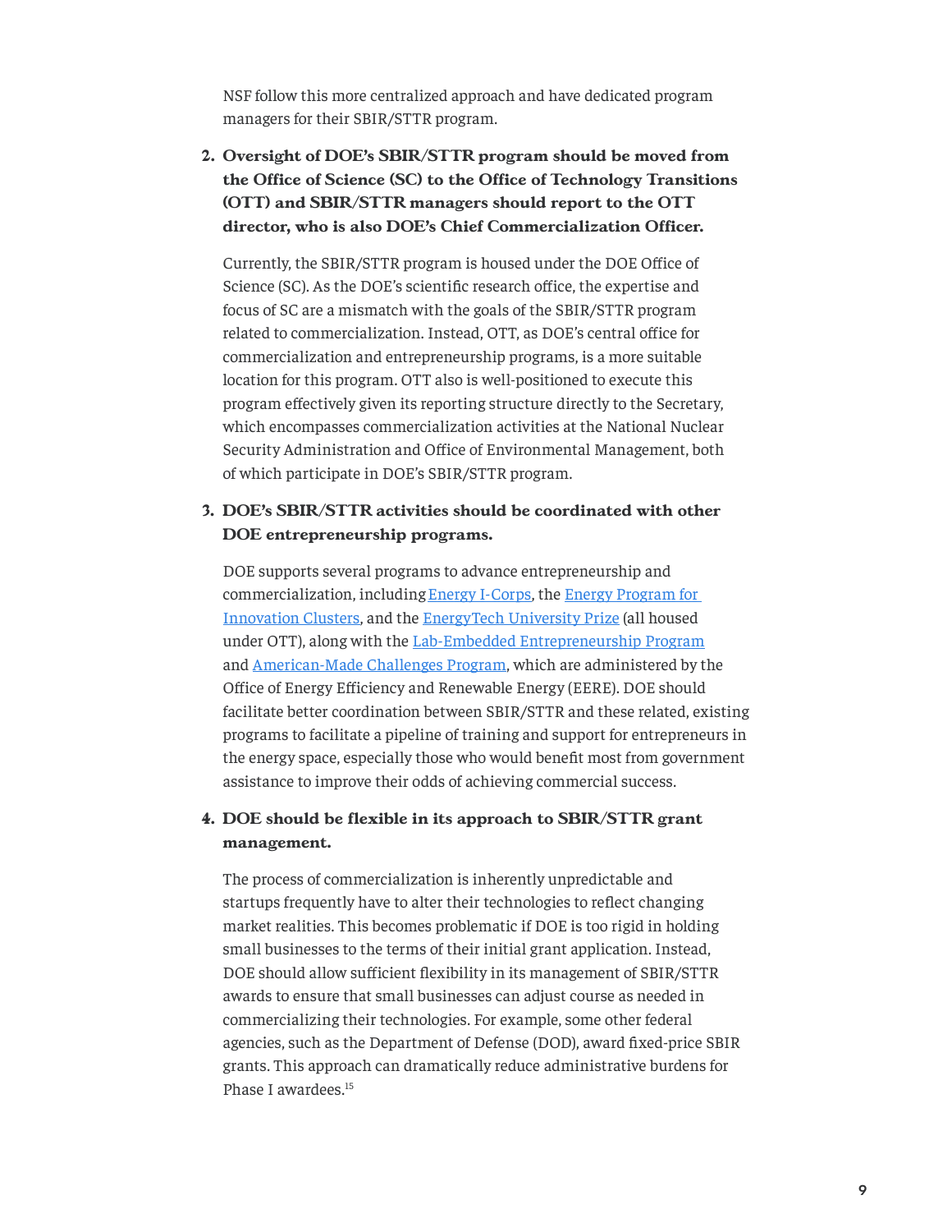NSF follow this more centralized approach and have dedicated program managers for their SBIR/STTR program.

2. **Oversight of DOE's SBIR/STTR program should be moved from the Office of Science (SC) to the Office of Technology Transitions (OTT) and SBIR/STTR managers should report to the OTT director, who is also DOE's Chief Commercialization Officer.**

   Currently, the SBIR/STTR program is housed under the DOE Office of Science (SC). As the DOE's scientific research office, the expertise and focus of SC are a mismatch with the goals of the SBIR/STTR program related to commercialization. Instead, OTT, as DOE's central office for commercialization and entrepreneurship programs, is a more suitable location for this program. OTT also is well-positioned to execute this program effectively given its reporting structure directly to the Secretary, which encompasses commercialization activities at the National Nuclear Security Administration and Office of Environmental Management, both of which participate in DOE's SBIR/STTR program.

3. **DOE's SBIR/STTR activities should be coordinated with other DOE entrepreneurship programs.**

   DOE supports several programs to advance entrepreneurship and commercialization, including Energy I-Corps, the Energy Program for Innovation Clusters, and the EnergyTech University Prize (all housed under OTT), along with the Lab-Embedded Entrepreneurship Program and American-Made Challenges Program, which are administered by the Office of Energy Efficiency and Renewable Energy (EERE). DOE should facilitate better coordination between SBIR/STTR and these related, existing programs to facilitate a pipeline of training and support for entrepreneurs in the energy space, especially those who would benefit most from government assistance to improve their odds of achieving commercial success.

4. **DOE should be flexible in its approach to SBIR/STTR grant management.**

   The process of commercialization is inherently unpredictable and startups frequently have to alter their technologies to reflect changing market realities. This becomes problematic if DOE is too rigid in holding small businesses to the terms of their initial grant application. Instead, DOE should allow sufficient flexibility in its management of SBIR/STTR awards to ensure that small businesses can adjust course as needed in commercializing their technologies. For example, some other federal agencies, such as the Department of Defense (DOD), award fixed-price SBIR grants. This approach can dramatically reduce administrative burdens for Phase I awardees.[15]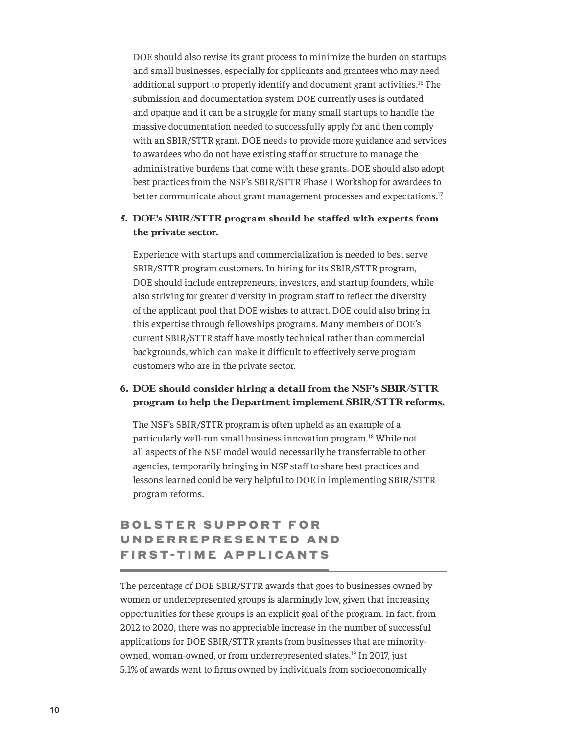DOE should also revise its grant process to minimize the burden on startups and small businesses, especially for applicants and grantees who may need additional support to properly identify and document grant activities.[16] The submission and documentation system DOE currently uses is outdated and opaque and it can be a struggle for many small startups to handle the massive documentation needed to successfully apply for and then comply with an SBIR/STTR grant. DOE needs to provide more guidance and services to awardees who do not have existing staff or structure to manage the administrative burdens that come with these grants. DOE should also adopt best practices from the NSF's SBIR/STTR Phase I Workshop for awardees to better communicate about grant management processes and expectations.[17]

**5. DOE's SBIR/STTR program should be staffed with experts from the private sector.**

Experience with startups and commercialization is needed to best serve SBIR/STTR program customers. In hiring for its SBIR/STTR program, DOE should include entrepreneurs, investors, and startup founders, while also striving for greater diversity in program staff to reflect the diversity of the applicant pool that DOE wishes to attract. DOE could also bring in this expertise through fellowships programs. Many members of DOE's current SBIR/STTR staff have mostly technical rather than commercial backgrounds, which can make it difficult to effectively serve program customers who are in the private sector.

**6. DOE should consider hiring a detail from the NSF's SBIR/STTR program to help the Department implement SBIR/STTR reforms.**

The NSF's SBIR/STTR program is often upheld as an example of a particularly well-run small business innovation program.[18] While not all aspects of the NSF model would necessarily be transferrable to other agencies, temporarily bringing in NSF staff to share best practices and lessons learned could be very helpful to DOE in implementing SBIR/STTR program reforms.

## BOLSTER SUPPORT FOR UNDERREPRESENTED AND FIRST-TIME APPLICANTS

The percentage of DOE SBIR/STTR awards that goes to businesses owned by women or underrepresented groups is alarmingly low, given that increasing opportunities for these groups is an explicit goal of the program. In fact, from 2012 to 2020, there was no appreciable increase in the number of successful applications for DOE SBIR/STTR grants from businesses that are minority-owned, woman-owned, or from underrepresented states.[19] In 2017, just 5.1% of awards went to firms owned by individuals from socioeconomically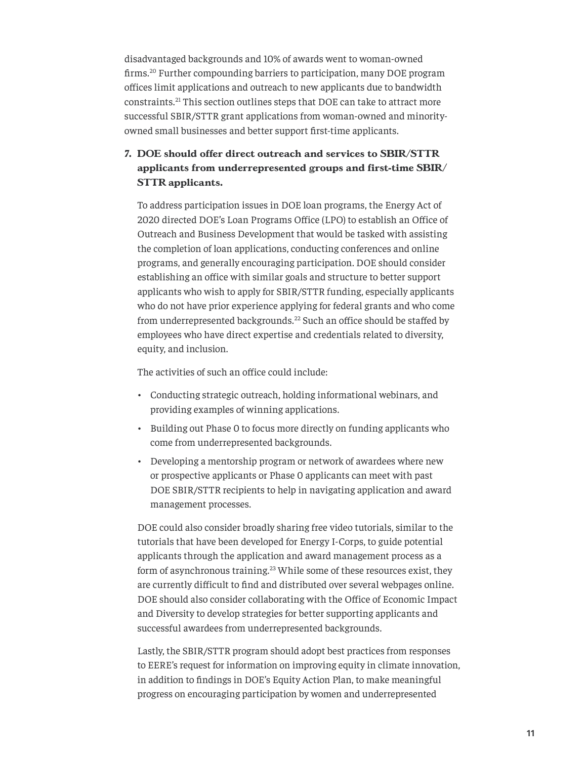disadvantaged backgrounds and 10% of awards went to woman-owned firms.[20] Further compounding barriers to participation, many DOE program offices limit applications and outreach to new applicants due to bandwidth constraints.[21] This section outlines steps that DOE can take to attract more successful SBIR/STTR grant applications from woman-owned and minority-owned small businesses and better support first-time applicants.

7. **DOE should offer direct outreach and services to SBIR/STTR applicants from underrepresented groups and first-time SBIR/STTR applicants.**

   To address participation issues in DOE loan programs, the Energy Act of 2020 directed DOE's Loan Programs Office (LPO) to establish an Office of Outreach and Business Development that would be tasked with assisting the completion of loan applications, conducting conferences and online programs, and generally encouraging participation. DOE should consider establishing an office with similar goals and structure to better support applicants who wish to apply for SBIR/STTR funding, especially applicants who do not have prior experience applying for federal grants and who come from underrepresented backgrounds.[22] Such an office should be staffed by employees who have direct expertise and credentials related to diversity, equity, and inclusion.

   The activities of such an office could include:

   - Conducting strategic outreach, holding informational webinars, and providing examples of winning applications.
   - Building out Phase 0 to focus more directly on funding applicants who come from underrepresented backgrounds.
   - Developing a mentorship program or network of awardees where new or prospective applicants or Phase 0 applicants can meet with past DOE SBIR/STTR recipients to help in navigating application and award management processes.

   DOE could also consider broadly sharing free video tutorials, similar to the tutorials that have been developed for Energy I-Corps, to guide potential applicants through the application and award management process as a form of asynchronous training.[23] While some of these resources exist, they are currently difficult to find and distributed over several webpages online. DOE should also consider collaborating with the Office of Economic Impact and Diversity to develop strategies for better supporting applicants and successful awardees from underrepresented backgrounds.

   Lastly, the SBIR/STTR program should adopt best practices from responses to EERE's request for information on improving equity in climate innovation, in addition to findings in DOE's Equity Action Plan, to make meaningful progress on encouraging participation by women and underrepresented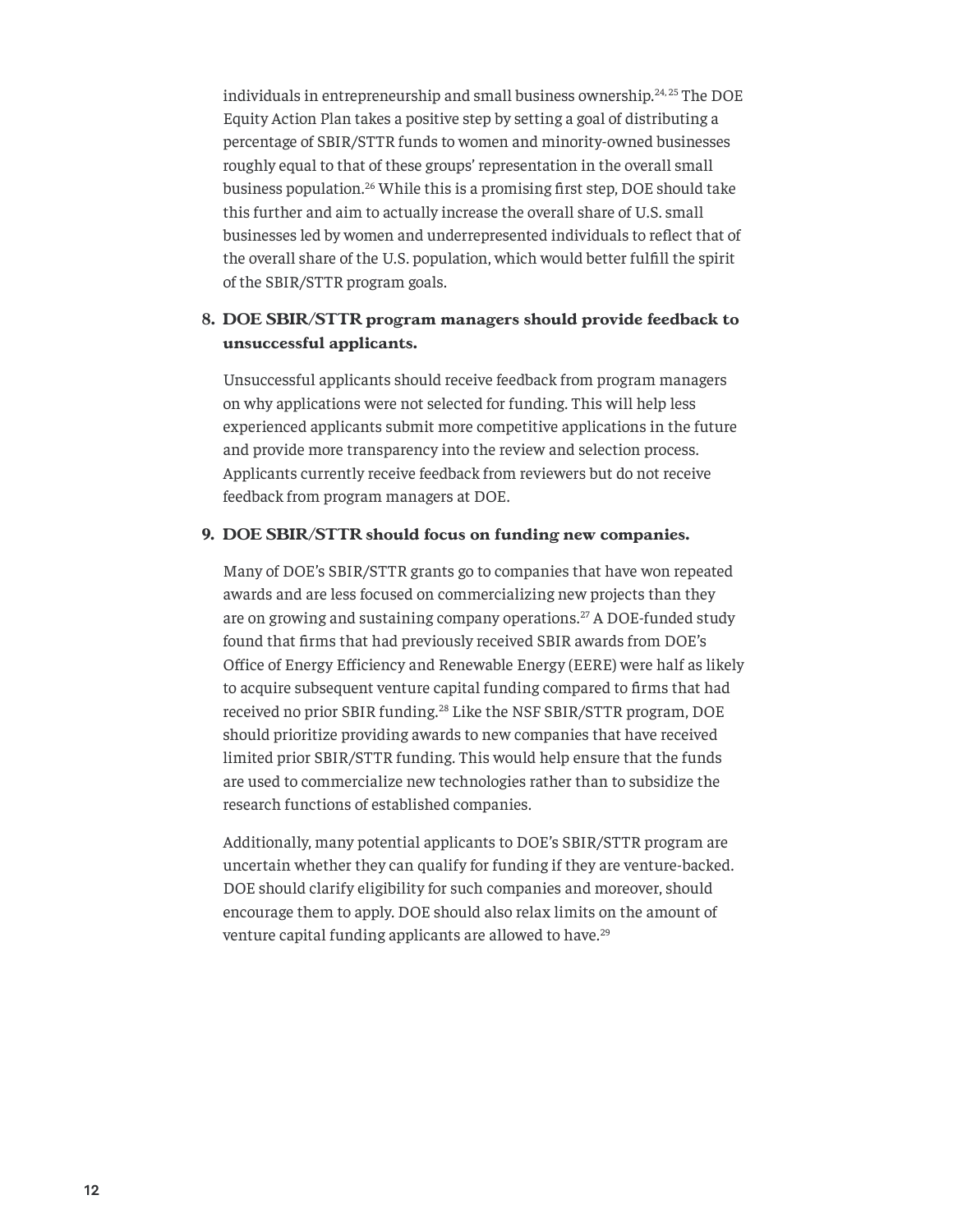individuals in entrepreneurship and small business ownership.[24, 25] The DOE Equity Action Plan takes a positive step by setting a goal of distributing a percentage of SBIR/STTR funds to women and minority-owned businesses roughly equal to that of these groups' representation in the overall small business population.[26] While this is a promising first step, DOE should take this further and aim to actually increase the overall share of U.S. small businesses led by women and underrepresented individuals to reflect that of the overall share of the U.S. population, which would better fulfill the spirit of the SBIR/STTR program goals.

8. **DOE SBIR/STTR program managers should provide feedback to unsuccessful applicants.**

   Unsuccessful applicants should receive feedback from program managers on why applications were not selected for funding. This will help less experienced applicants submit more competitive applications in the future and provide more transparency into the review and selection process. Applicants currently receive feedback from reviewers but do not receive feedback from program managers at DOE.

9. **DOE SBIR/STTR should focus on funding new companies.**

   Many of DOE's SBIR/STTR grants go to companies that have won repeated awards and are less focused on commercializing new projects than they are on growing and sustaining company operations.[27] A DOE-funded study found that firms that had previously received SBIR awards from DOE's Office of Energy Efficiency and Renewable Energy (EERE) were half as likely to acquire subsequent venture capital funding compared to firms that had received no prior SBIR funding.[28] Like the NSF SBIR/STTR program, DOE should prioritize providing awards to new companies that have received limited prior SBIR/STTR funding. This would help ensure that the funds are used to commercialize new technologies rather than to subsidize the research functions of established companies.

   Additionally, many potential applicants to DOE's SBIR/STTR program are uncertain whether they can qualify for funding if they are venture-backed. DOE should clarify eligibility for such companies and moreover, should encourage them to apply. DOE should also relax limits on the amount of venture capital funding applicants are allowed to have.[29]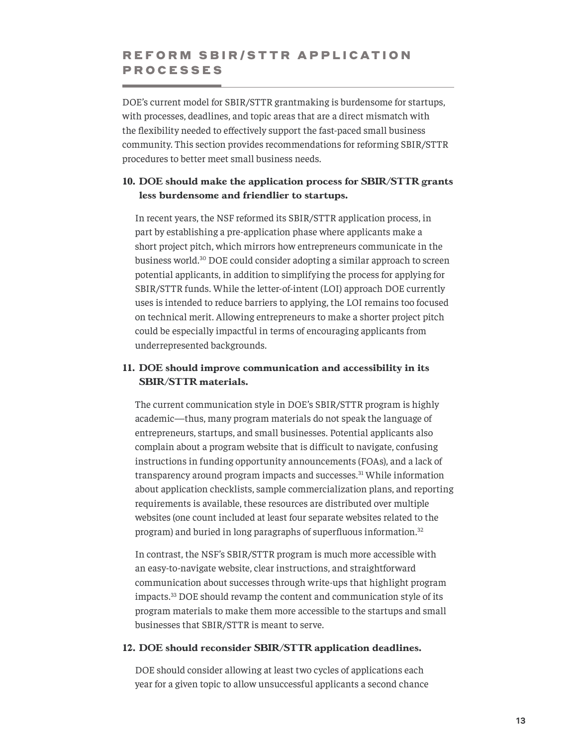## REFORM SBIR/STTR APPLICATION PROCESSES

DOE's current model for SBIR/STTR grantmaking is burdensome for startups, with processes, deadlines, and topic areas that are a direct mismatch with the flexibility needed to effectively support the fast-paced small business community. This section provides recommendations for reforming SBIR/STTR procedures to better meet small business needs.

### 10. DOE should make the application process for SBIR/STTR grants less burdensome and friendlier to startups.

In recent years, the NSF reformed its SBIR/STTR application process, in part by establishing a pre-application phase where applicants make a short project pitch, which mirrors how entrepreneurs communicate in the business world.[30] DOE could consider adopting a similar approach to screen potential applicants, in addition to simplifying the process for applying for SBIR/STTR funds. While the letter-of-intent (LOI) approach DOE currently uses is intended to reduce barriers to applying, the LOI remains too focused on technical merit. Allowing entrepreneurs to make a shorter project pitch could be especially impactful in terms of encouraging applicants from underrepresented backgrounds.

### 11. DOE should improve communication and accessibility in its SBIR/STTR materials.

The current communication style in DOE's SBIR/STTR program is highly academic—thus, many program materials do not speak the language of entrepreneurs, startups, and small businesses. Potential applicants also complain about a program website that is difficult to navigate, confusing instructions in funding opportunity announcements (FOAs), and a lack of transparency around program impacts and successes.[31] While information about application checklists, sample commercialization plans, and reporting requirements is available, these resources are distributed over multiple websites (one count included at least four separate websites related to the program) and buried in long paragraphs of superfluous information.[32]

In contrast, the NSF's SBIR/STTR program is much more accessible with an easy-to-navigate website, clear instructions, and straightforward communication about successes through write-ups that highlight program impacts.[33] DOE should revamp the content and communication style of its program materials to make them more accessible to the startups and small businesses that SBIR/STTR is meant to serve.

### 12. DOE should reconsider SBIR/STTR application deadlines.

DOE should consider allowing at least two cycles of applications each year for a given topic to allow unsuccessful applicants a second chance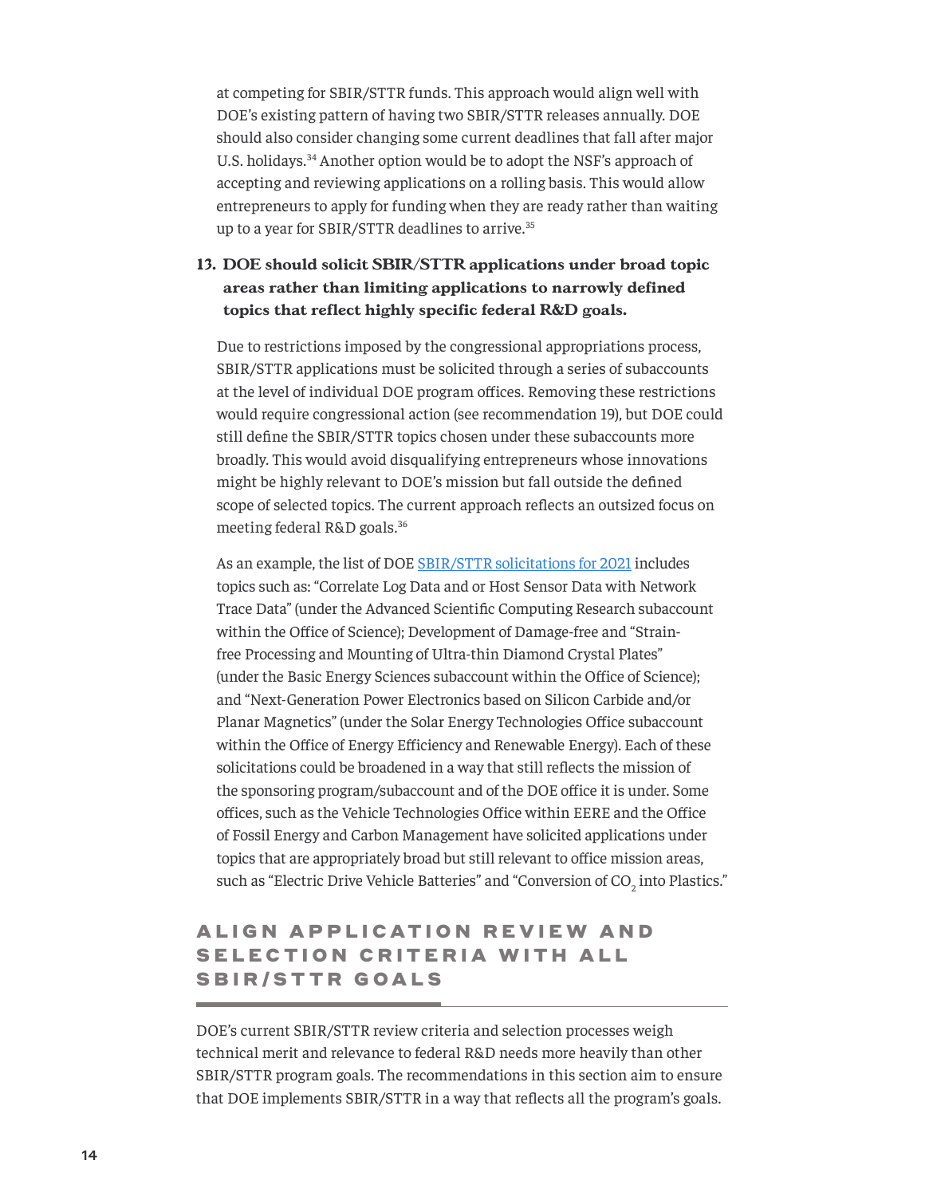at competing for SBIR/STTR funds. This approach would align well with DOE's existing pattern of having two SBIR/STTR releases annually. DOE should also consider changing some current deadlines that fall after major U.S. holidays.[34] Another option would be to adopt the NSF's approach of accepting and reviewing applications on a rolling basis. This would allow entrepreneurs to apply for funding when they are ready rather than waiting up to a year for SBIR/STTR deadlines to arrive.[35]

**13. DOE should solicit SBIR/STTR applications under broad topic areas rather than limiting applications to narrowly defined topics that reflect highly specific federal R&D goals.**

Due to restrictions imposed by the congressional appropriations process, SBIR/STTR applications must be solicited through a series of subaccounts at the level of individual DOE program offices. Removing these restrictions would require congressional action (see recommendation 19), but DOE could still define the SBIR/STTR topics chosen under these subaccounts more broadly. This would avoid disqualifying entrepreneurs whose innovations might be highly relevant to DOE's mission but fall outside the defined scope of selected topics. The current approach reflects an outsized focus on meeting federal R&D goals.[36]

As an example, the list of DOE SBIR/STTR solicitations for 2021 includes topics such as: "Correlate Log Data and or Host Sensor Data with Network Trace Data" (under the Advanced Scientific Computing Research subaccount within the Office of Science); Development of Damage-free and "Strain-free Processing and Mounting of Ultra-thin Diamond Crystal Plates" (under the Basic Energy Sciences subaccount within the Office of Science); and "Next-Generation Power Electronics based on Silicon Carbide and/or Planar Magnetics" (under the Solar Energy Technologies Office subaccount within the Office of Energy Efficiency and Renewable Energy). Each of these solicitations could be broadened in a way that still reflects the mission of the sponsoring program/subaccount and of the DOE office it is under. Some offices, such as the Vehicle Technologies Office within EERE and the Office of Fossil Energy and Carbon Management have solicited applications under topics that are appropriately broad but still relevant to office mission areas, such as "Electric Drive Vehicle Batteries" and "Conversion of $CO_2$ into Plastics."

## ALIGN APPLICATION REVIEW AND SELECTION CRITERIA WITH ALL SBIR/STTR GOALS

DOE's current SBIR/STTR review criteria and selection processes weigh technical merit and relevance to federal R&D needs more heavily than other SBIR/STTR program goals. The recommendations in this section aim to ensure that DOE implements SBIR/STTR in a way that reflects all the program's goals.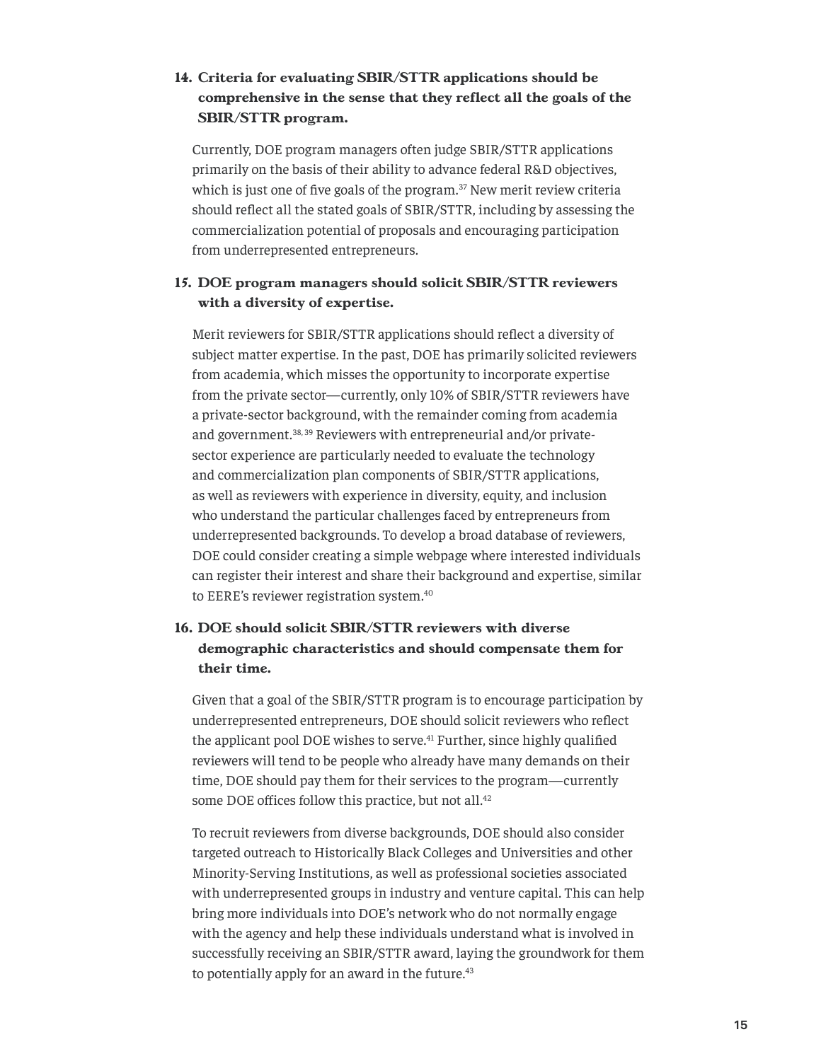**14. Criteria for evaluating SBIR/STTR applications should be comprehensive in the sense that they reflect all the goals of the SBIR/STTR program.**

Currently, DOE program managers often judge SBIR/STTR applications primarily on the basis of their ability to advance federal R&D objectives, which is just one of five goals of the program.[37] New merit review criteria should reflect all the stated goals of SBIR/STTR, including by assessing the commercialization potential of proposals and encouraging participation from underrepresented entrepreneurs.

**15. DOE program managers should solicit SBIR/STTR reviewers with a diversity of expertise.**

Merit reviewers for SBIR/STTR applications should reflect a diversity of subject matter expertise. In the past, DOE has primarily solicited reviewers from academia, which misses the opportunity to incorporate expertise from the private sector—currently, only 10% of SBIR/STTR reviewers have a private-sector background, with the remainder coming from academia and government.[38, 39] Reviewers with entrepreneurial and/or private-sector experience are particularly needed to evaluate the technology and commercialization plan components of SBIR/STTR applications, as well as reviewers with experience in diversity, equity, and inclusion who understand the particular challenges faced by entrepreneurs from underrepresented backgrounds. To develop a broad database of reviewers, DOE could consider creating a simple webpage where interested individuals can register their interest and share their background and expertise, similar to EERE's reviewer registration system.[40]

**16. DOE should solicit SBIR/STTR reviewers with diverse demographic characteristics and should compensate them for their time.**

Given that a goal of the SBIR/STTR program is to encourage participation by underrepresented entrepreneurs, DOE should solicit reviewers who reflect the applicant pool DOE wishes to serve.[41] Further, since highly qualified reviewers will tend to be people who already have many demands on their time, DOE should pay them for their services to the program—currently some DOE offices follow this practice, but not all.[42]

To recruit reviewers from diverse backgrounds, DOE should also consider targeted outreach to Historically Black Colleges and Universities and other Minority-Serving Institutions, as well as professional societies associated with underrepresented groups in industry and venture capital. This can help bring more individuals into DOE's network who do not normally engage with the agency and help these individuals understand what is involved in successfully receiving an SBIR/STTR award, laying the groundwork for them to potentially apply for an award in the future.[43]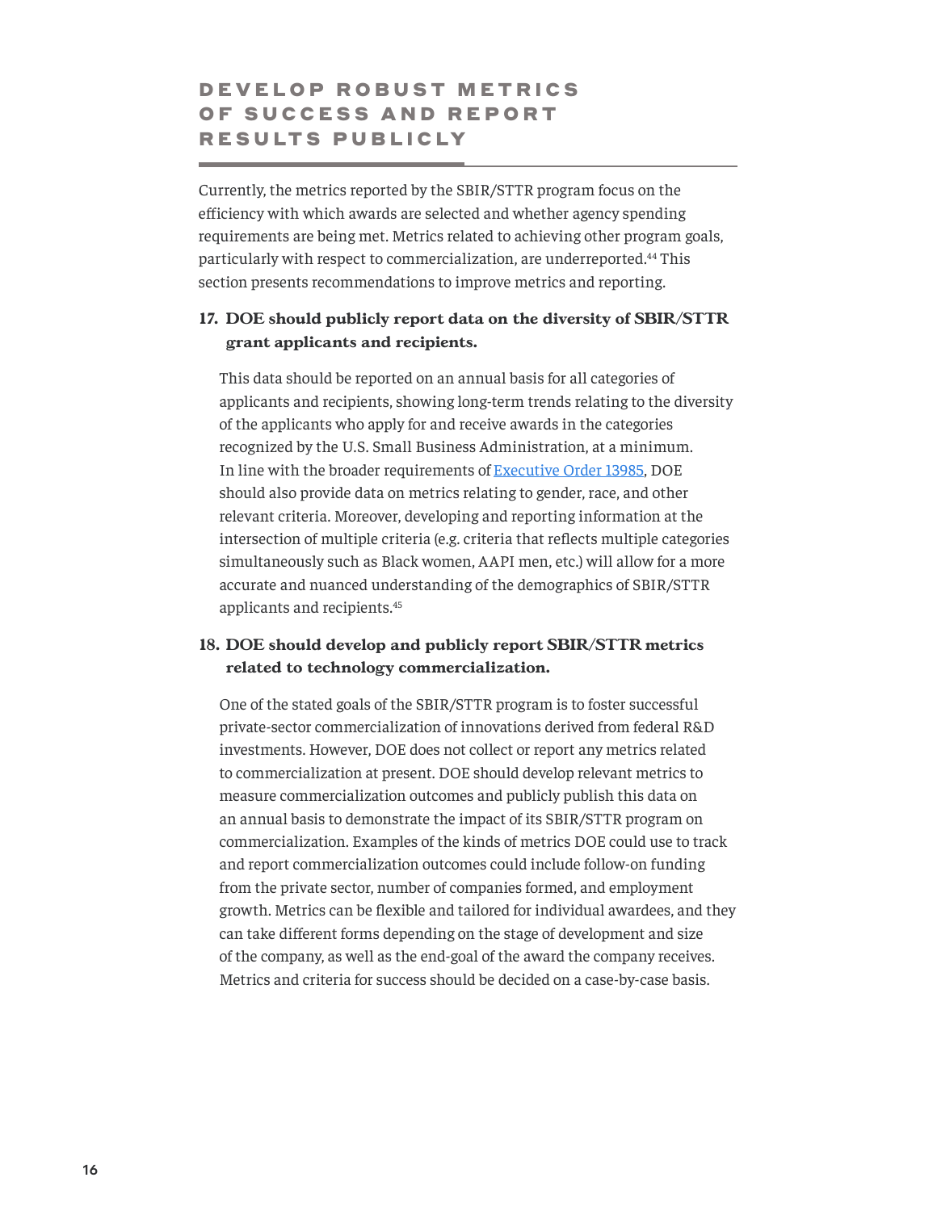## DEVELOP ROBUST METRICS OF SUCCESS AND REPORT RESULTS PUBLICLY

Currently, the metrics reported by the SBIR/STTR program focus on the efficiency with which awards are selected and whether agency spending requirements are being met. Metrics related to achieving other program goals, particularly with respect to commercialization, are underreported.[44] This section presents recommendations to improve metrics and reporting.

**17. DOE should publicly report data on the diversity of SBIR/STTR grant applicants and recipients.**

This data should be reported on an annual basis for all categories of applicants and recipients, showing long-term trends relating to the diversity of the applicants who apply for and receive awards in the categories recognized by the U.S. Small Business Administration, at a minimum. In line with the broader requirements of Executive Order 13985, DOE should also provide data on metrics relating to gender, race, and other relevant criteria. Moreover, developing and reporting information at the intersection of multiple criteria (e.g. criteria that reflects multiple categories simultaneously such as Black women, AAPI men, etc.) will allow for a more accurate and nuanced understanding of the demographics of SBIR/STTR applicants and recipients.[45]

**18. DOE should develop and publicly report SBIR/STTR metrics related to technology commercialization.**

One of the stated goals of the SBIR/STTR program is to foster successful private-sector commercialization of innovations derived from federal R&D investments. However, DOE does not collect or report any metrics related to commercialization at present. DOE should develop relevant metrics to measure commercialization outcomes and publicly publish this data on an annual basis to demonstrate the impact of its SBIR/STTR program on commercialization. Examples of the kinds of metrics DOE could use to track and report commercialization outcomes could include follow-on funding from the private sector, number of companies formed, and employment growth. Metrics can be flexible and tailored for individual awardees, and they can take different forms depending on the stage of development and size of the company, as well as the end-goal of the award the company receives. Metrics and criteria for success should be decided on a case-by-case basis.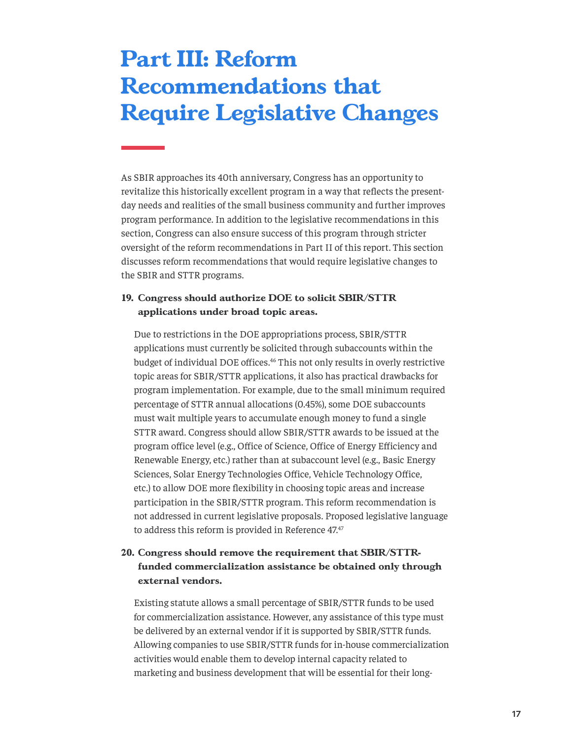# Part III: Reform Recommendations that Require Legislative Changes

As SBIR approaches its 40th anniversary, Congress has an opportunity to revitalize this historically excellent program in a way that reflects the present-day needs and realities of the small business community and further improves program performance. In addition to the legislative recommendations in this section, Congress can also ensure success of this program through stricter oversight of the reform recommendations in Part II of this report. This section discusses reform recommendations that would require legislative changes to the SBIR and STTR programs.

**19. Congress should authorize DOE to solicit SBIR/STTR applications under broad topic areas.**

Due to restrictions in the DOE appropriations process, SBIR/STTR applications must currently be solicited through subaccounts within the budget of individual DOE offices.[46] This not only results in overly restrictive topic areas for SBIR/STTR applications, it also has practical drawbacks for program implementation. For example, due to the small minimum required percentage of STTR annual allocations (0.45%), some DOE subaccounts must wait multiple years to accumulate enough money to fund a single STTR award. Congress should allow SBIR/STTR awards to be issued at the program office level (e.g., Office of Science, Office of Energy Efficiency and Renewable Energy, etc.) rather than at subaccount level (e.g., Basic Energy Sciences, Solar Energy Technologies Office, Vehicle Technology Office, etc.) to allow DOE more flexibility in choosing topic areas and increase participation in the SBIR/STTR program. This reform recommendation is not addressed in current legislative proposals. Proposed legislative language to address this reform is provided in Reference 47.[47]

**20. Congress should remove the requirement that SBIR/STTR-funded commercialization assistance be obtained only through external vendors.**

Existing statute allows a small percentage of SBIR/STTR funds to be used for commercialization assistance. However, any assistance of this type must be delivered by an external vendor if it is supported by SBIR/STTR funds. Allowing companies to use SBIR/STTR funds for in-house commercialization activities would enable them to develop internal capacity related to marketing and business development that will be essential for their long-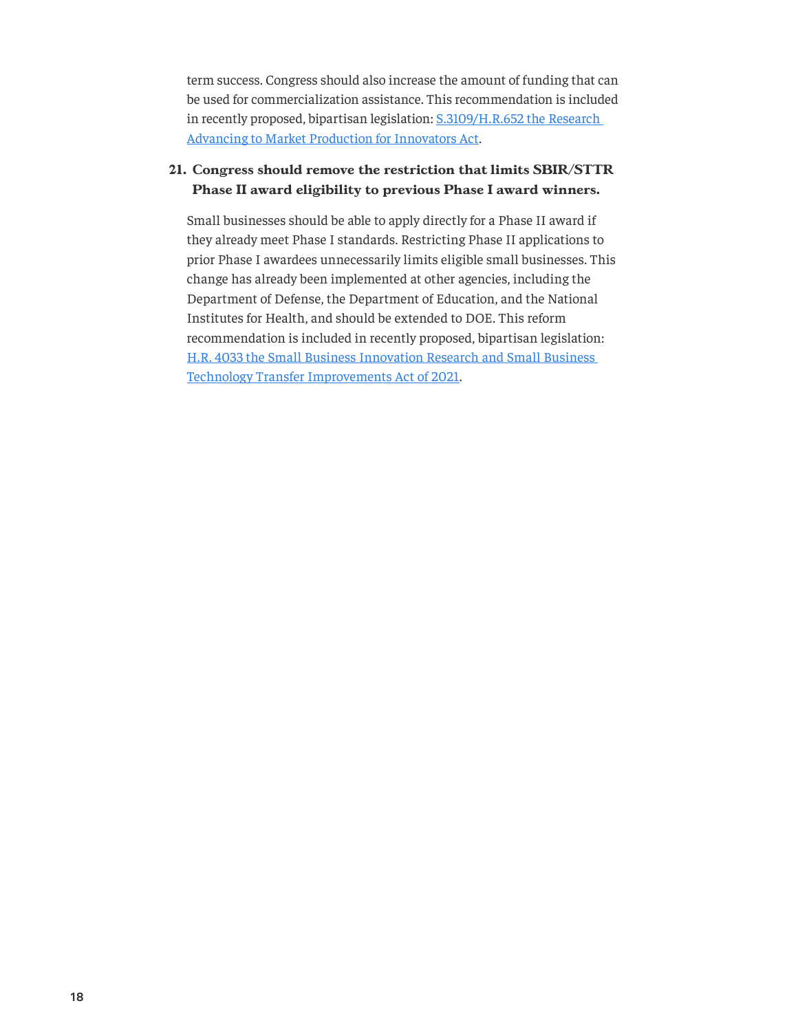term success. Congress should also increase the amount of funding that can be used for commercialization assistance. This recommendation is included in recently proposed, bipartisan legislation: [S.3109/H.R.652 the Research Advancing to Market Production for Innovators Act].

**21. Congress should remove the restriction that limits SBIR/STTR Phase II award eligibility to previous Phase I award winners.**

Small businesses should be able to apply directly for a Phase II award if they already meet Phase I standards. Restricting Phase II applications to prior Phase I awardees unnecessarily limits eligible small businesses. This change has already been implemented at other agencies, including the Department of Defense, the Department of Education, and the National Institutes for Health, and should be extended to DOE. This reform recommendation is included in recently proposed, bipartisan legislation: [H.R. 4033 the Small Business Innovation Research and Small Business Technology Transfer Improvements Act of 2021].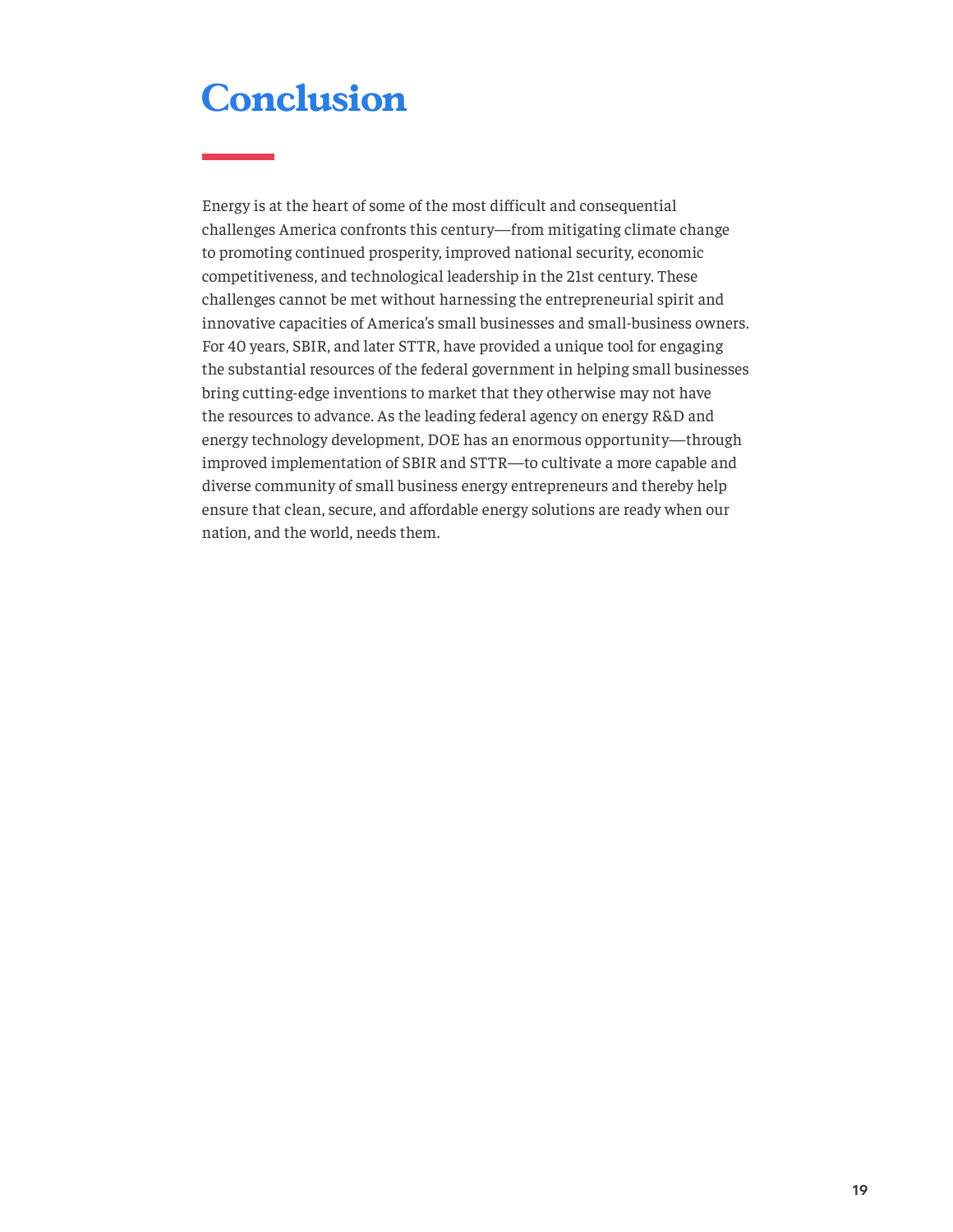# Conclusion

Energy is at the heart of some of the most difficult and consequential challenges America confronts this century—from mitigating climate change to promoting continued prosperity, improved national security, economic competitiveness, and technological leadership in the 21st century. These challenges cannot be met without harnessing the entrepreneurial spirit and innovative capacities of America's small businesses and small-business owners. For 40 years, SBIR, and later STTR, have provided a unique tool for engaging the substantial resources of the federal government in helping small businesses bring cutting-edge inventions to market that they otherwise may not have the resources to advance. As the leading federal agency on energy R&D and energy technology development, DOE has an enormous opportunity—through improved implementation of SBIR and STTR—to cultivate a more capable and diverse community of small business energy entrepreneurs and thereby help ensure that clean, secure, and affordable energy solutions are ready when our nation, and the world, needs them.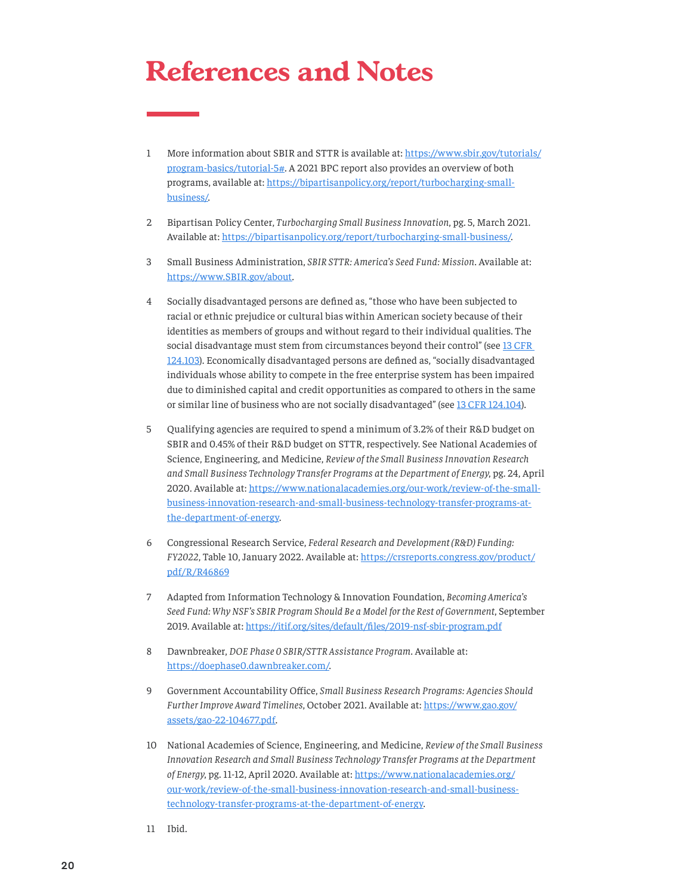# References and Notes

1. More information about SBIR and STTR is available at: https://www.sbir.gov/tutorials/program-basics/tutorial-5#. A 2021 BPC report also provides an overview of both programs, available at: https://bipartisanpolicy.org/report/turbocharging-small-business/.

2. Bipartisan Policy Center, *Turbocharging Small Business Innovation*, pg. 5, March 2021. Available at: https://bipartisanpolicy.org/report/turbocharging-small-business/.

3. Small Business Administration, *SBIR STTR: America's Seed Fund: Mission*. Available at: https://www.SBIR.gov/about.

4. Socially disadvantaged persons are defined as, "those who have been subjected to racial or ethnic prejudice or cultural bias within American society because of their identities as members of groups and without regard to their individual qualities. The social disadvantage must stem from circumstances beyond their control" (see 13 CFR 124.103). Economically disadvantaged persons are defined as, "socially disadvantaged individuals whose ability to compete in the free enterprise system has been impaired due to diminished capital and credit opportunities as compared to others in the same or similar line of business who are not socially disadvantaged" (see 13 CFR 124.104).

5. Qualifying agencies are required to spend a minimum of 3.2% of their R&D budget on SBIR and 0.45% of their R&D budget on STTR, respectively. See National Academies of Science, Engineering, and Medicine, *Review of the Small Business Innovation Research and Small Business Technology Transfer Programs at the Department of Energy*, pg. 24, April 2020. Available at: https://www.nationalacademies.org/our-work/review-of-the-small-business-innovation-research-and-small-business-technology-transfer-programs-at-the-department-of-energy.

6. Congressional Research Service, *Federal Research and Development (R&D) Funding: FY2022*, Table 10, January 2022. Available at: https://crsreports.congress.gov/product/pdf/R/R46869

7. Adapted from Information Technology & Innovation Foundation, *Becoming America's Seed Fund: Why NSF's SBIR Program Should Be a Model for the Rest of Government*, September 2019. Available at: https://itif.org/sites/default/files/2019-nsf-sbir-program.pdf

8. Dawnbreaker, *DOE Phase 0 SBIR/STTR Assistance Program*. Available at: https://doephase0.dawnbreaker.com/.

9. Government Accountability Office, *Small Business Research Programs: Agencies Should Further Improve Award Timelines*, October 2021. Available at: https://www.gao.gov/assets/gao-22-104677.pdf.

10. National Academies of Science, Engineering, and Medicine, *Review of the Small Business Innovation Research and Small Business Technology Transfer Programs at the Department of Energy*, pg. 11-12, April 2020. Available at: https://www.nationalacademies.org/our-work/review-of-the-small-business-innovation-research-and-small-business-technology-transfer-programs-at-the-department-of-energy.

11. Ibid.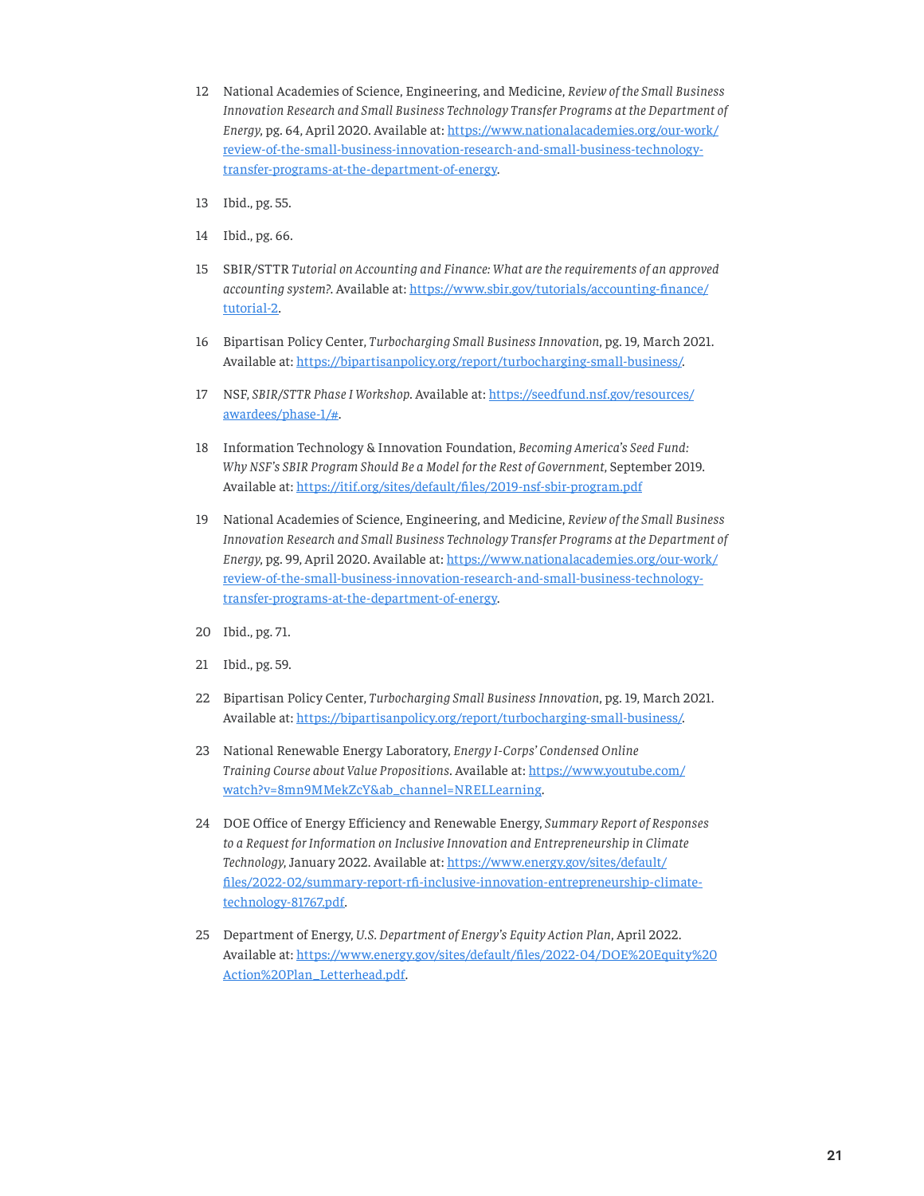12 National Academies of Science, Engineering, and Medicine, *Review of the Small Business Innovation Research and Small Business Technology Transfer Programs at the Department of Energy*, pg. 64, April 2020. Available at: https://www.nationalacademies.org/our-work/review-of-the-small-business-innovation-research-and-small-business-technology-transfer-programs-at-the-department-of-energy.

13 Ibid., pg. 55.

14 Ibid., pg. 66.

15 SBIR/STTR *Tutorial on Accounting and Finance: What are the requirements of an approved accounting system?*. Available at: https://www.sbir.gov/tutorials/accounting-finance/tutorial-2.

16 Bipartisan Policy Center, *Turbocharging Small Business Innovation*, pg. 19, March 2021. Available at: https://bipartisanpolicy.org/report/turbocharging-small-business/.

17 NSF, *SBIR/STTR Phase I Workshop*. Available at: https://seedfund.nsf.gov/resources/awardees/phase-1/#.

18 Information Technology & Innovation Foundation, *Becoming America's Seed Fund: Why NSF's SBIR Program Should Be a Model for the Rest of Government*, September 2019. Available at: https://itif.org/sites/default/files/2019-nsf-sbir-program.pdf

19 National Academies of Science, Engineering, and Medicine, *Review of the Small Business Innovation Research and Small Business Technology Transfer Programs at the Department of Energy*, pg. 99, April 2020. Available at: https://www.nationalacademies.org/our-work/review-of-the-small-business-innovation-research-and-small-business-technology-transfer-programs-at-the-department-of-energy.

20 Ibid., pg. 71.

21 Ibid., pg. 59.

22 Bipartisan Policy Center, *Turbocharging Small Business Innovation*, pg. 19, March 2021. Available at: https://bipartisanpolicy.org/report/turbocharging-small-business/.

23 National Renewable Energy Laboratory, *Energy I-Corps' Condensed Online Training Course about Value Propositions*. Available at: https://www.youtube.com/watch?v=8mn9MMekZcY&ab_channel=NRELLearning.

24 DOE Office of Energy Efficiency and Renewable Energy, *Summary Report of Responses to a Request for Information on Inclusive Innovation and Entrepreneurship in Climate Technology*, January 2022. Available at: https://www.energy.gov/sites/default/files/2022-02/summary-report-rfi-inclusive-innovation-entrepreneurship-climate-technology-81767.pdf.

25 Department of Energy, *U.S. Department of Energy's Equity Action Plan*, April 2022. Available at: https://www.energy.gov/sites/default/files/2022-04/DOE%20Equity%20Action%20Plan_Letterhead.pdf.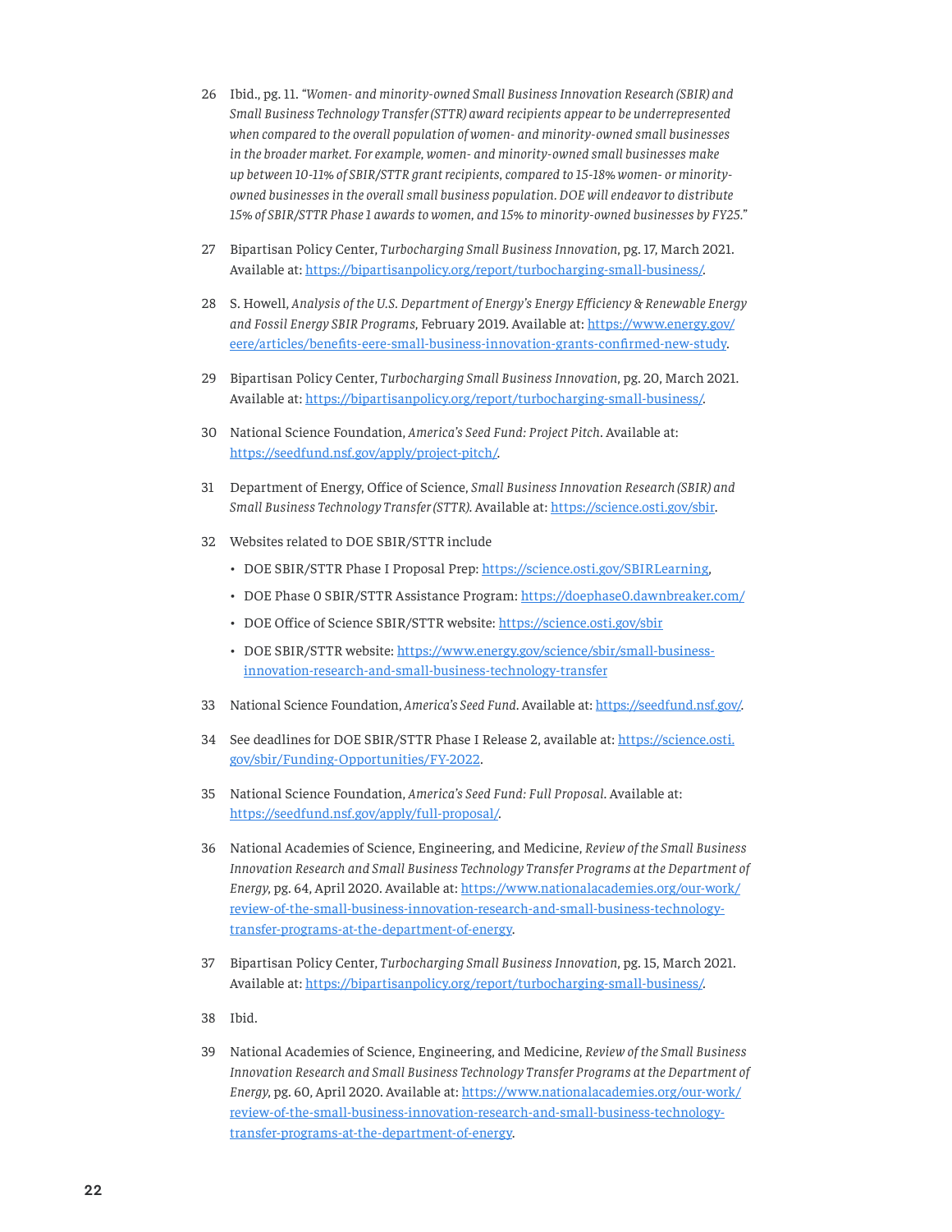26 Ibid., pg. 11. *"Women- and minority-owned Small Business Innovation Research (SBIR) and Small Business Technology Transfer (STTR) award recipients appear to be underrepresented when compared to the overall population of women- and minority-owned small businesses in the broader market. For example, women- and minority-owned small businesses make up between 10-11% of SBIR/STTR grant recipients, compared to 15-18% women- or minority-owned businesses in the overall small business population. DOE will endeavor to distribute 15% of SBIR/STTR Phase 1 awards to women, and 15% to minority-owned businesses by FY25."*

27 Bipartisan Policy Center, *Turbocharging Small Business Innovation*, pg. 17, March 2021. Available at: https://bipartisanpolicy.org/report/turbocharging-small-business/.

28 S. Howell, *Analysis of the U.S. Department of Energy's Energy Efficiency & Renewable Energy and Fossil Energy SBIR Programs*, February 2019. Available at: https://www.energy.gov/eere/articles/benefits-eere-small-business-innovation-grants-confirmed-new-study.

29 Bipartisan Policy Center, *Turbocharging Small Business Innovation*, pg. 20, March 2021. Available at: https://bipartisanpolicy.org/report/turbocharging-small-business/.

30 National Science Foundation, *America's Seed Fund: Project Pitch*. Available at: https://seedfund.nsf.gov/apply/project-pitch/.

31 Department of Energy, Office of Science, *Small Business Innovation Research (SBIR) and Small Business Technology Transfer (STTR)*. Available at: https://science.osti.gov/sbir.

32 Websites related to DOE SBIR/STTR include

- DOE SBIR/STTR Phase I Proposal Prep: https://science.osti.gov/SBIRLearning,
- DOE Phase 0 SBIR/STTR Assistance Program: https://doephase0.dawnbreaker.com/
- DOE Office of Science SBIR/STTR website: https://science.osti.gov/sbir
- DOE SBIR/STTR website: https://www.energy.gov/science/sbir/small-business-innovation-research-and-small-business-technology-transfer

33 National Science Foundation, *America's Seed Fund*. Available at: https://seedfund.nsf.gov/.

34 See deadlines for DOE SBIR/STTR Phase I Release 2, available at: https://science.osti.gov/sbir/Funding-Opportunities/FY-2022.

35 National Science Foundation, *America's Seed Fund: Full Proposal*. Available at: https://seedfund.nsf.gov/apply/full-proposal/.

36 National Academies of Science, Engineering, and Medicine, *Review of the Small Business Innovation Research and Small Business Technology Transfer Programs at the Department of Energy*, pg. 64, April 2020. Available at: https://www.nationalacademies.org/our-work/review-of-the-small-business-innovation-research-and-small-business-technology-transfer-programs-at-the-department-of-energy.

37 Bipartisan Policy Center, *Turbocharging Small Business Innovation*, pg. 15, March 2021. Available at: https://bipartisanpolicy.org/report/turbocharging-small-business/.

38 Ibid.

39 National Academies of Science, Engineering, and Medicine, *Review of the Small Business Innovation Research and Small Business Technology Transfer Programs at the Department of Energy*, pg. 60, April 2020. Available at: https://www.nationalacademies.org/our-work/review-of-the-small-business-innovation-research-and-small-business-technology-transfer-programs-at-the-department-of-energy.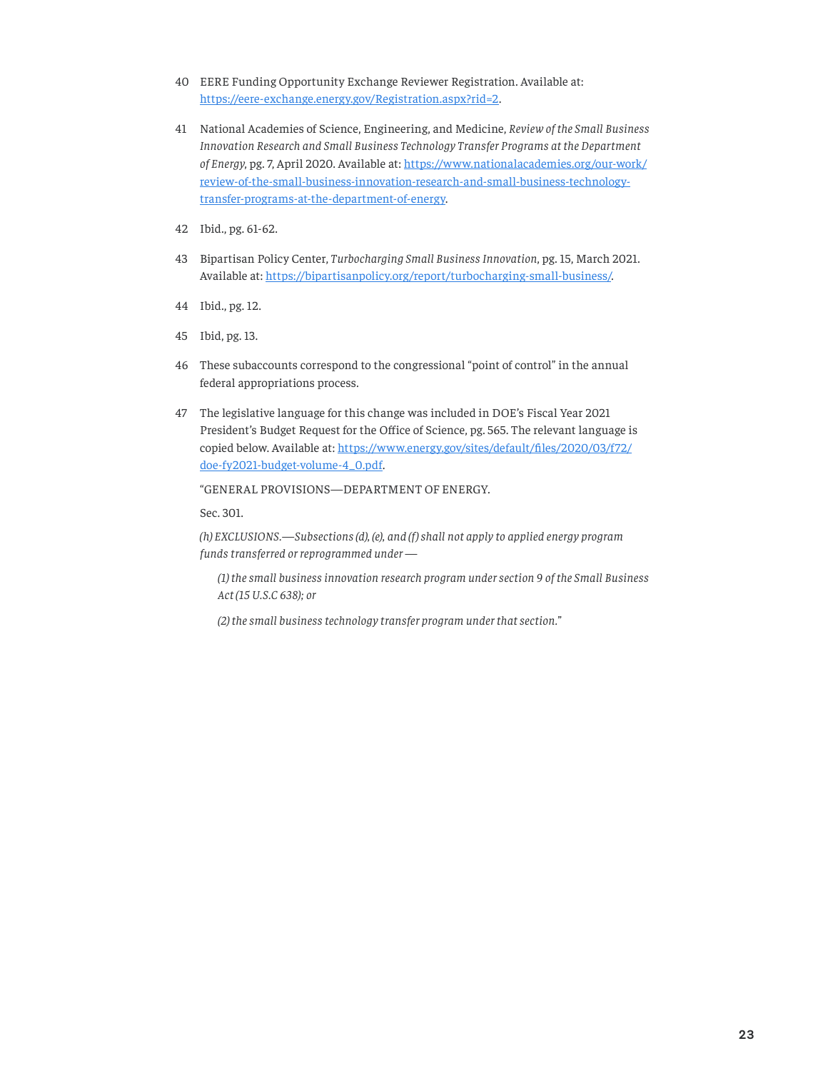40 EERE Funding Opportunity Exchange Reviewer Registration. Available at: [https://eere-exchange.energy.gov/Registration.aspx?rid=2](https://eere-exchange.energy.gov/Registration.aspx?rid=2).

41 National Academies of Science, Engineering, and Medicine, *Review of the Small Business Innovation Research and Small Business Technology Transfer Programs at the Department of Energy*, pg. 7, April 2020. Available at: [https://www.nationalacademies.org/our-work/review-of-the-small-business-innovation-research-and-small-business-technology-transfer-programs-at-the-department-of-energy](https://www.nationalacademies.org/our-work/review-of-the-small-business-innovation-research-and-small-business-technology-transfer-programs-at-the-department-of-energy).

42 Ibid., pg. 61-62.

43 Bipartisan Policy Center, *Turbocharging Small Business Innovation*, pg. 15, March 2021. Available at: [https://bipartisanpolicy.org/report/turbocharging-small-business/](https://bipartisanpolicy.org/report/turbocharging-small-business/).

44 Ibid., pg. 12.

45 Ibid, pg. 13.

46 These subaccounts correspond to the congressional "point of control" in the annual federal appropriations process.

47 The legislative language for this change was included in DOE's Fiscal Year 2021 President's Budget Request for the Office of Science, pg. 565. The relevant language is copied below. Available at: [https://www.energy.gov/sites/default/files/2020/03/f72/doe-fy2021-budget-volume-4_0.pdf](https://www.energy.gov/sites/default/files/2020/03/f72/doe-fy2021-budget-volume-4_0.pdf).

"GENERAL PROVISIONS—DEPARTMENT OF ENERGY.

Sec. 301.

*(h) EXCLUSIONS.—Subsections (d), (e), and (f) shall not apply to applied energy program funds transferred or reprogrammed under —*

> *(1) the small business innovation research program under section 9 of the Small Business Act (15 U.S.C 638); or*
>
> *(2) the small business technology transfer program under that section."*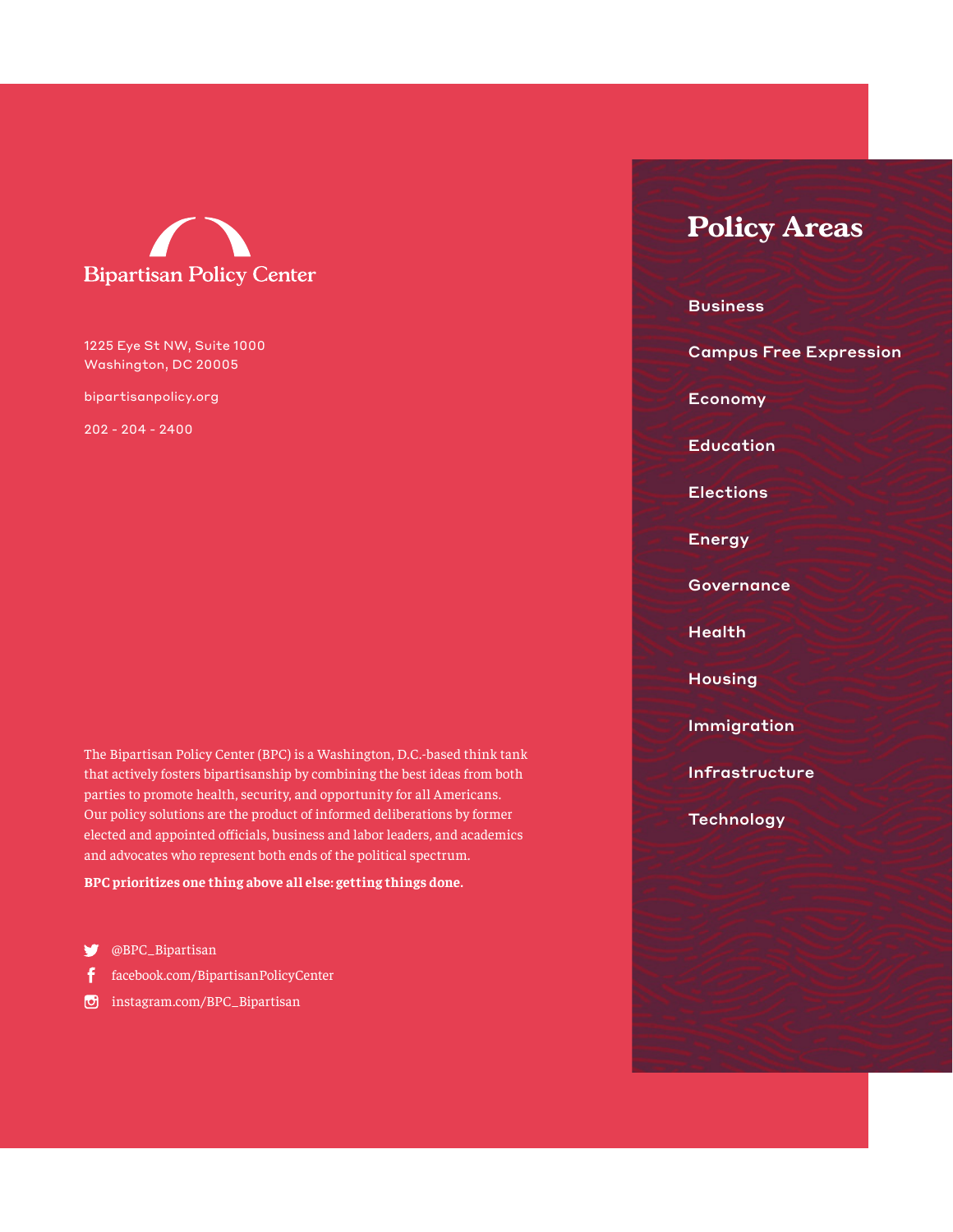Bipartisan Policy Center

1225 Eye St NW, Suite 1000
Washington, DC 20005

bipartisanpolicy.org

202 - 204 - 2400

The Bipartisan Policy Center (BPC) is a Washington, D.C.-based think tank that actively fosters bipartisanship by combining the best ideas from both parties to promote health, security, and opportunity for all Americans. Our policy solutions are the product of informed deliberations by former elected and appointed officials, business and labor leaders, and academics and advocates who represent both ends of the political spectrum.

**BPC prioritizes one thing above all else: getting things done.**

@BPC_Bipartisan
facebook.com/BipartisanPolicyCenter
instagram.com/BPC_Bipartisan

## Policy Areas

- Business
- Campus Free Expression
- Economy
- Education
- Elections
- Energy
- Governance
- Health
- Housing
- Immigration
- Infrastructure
- Technology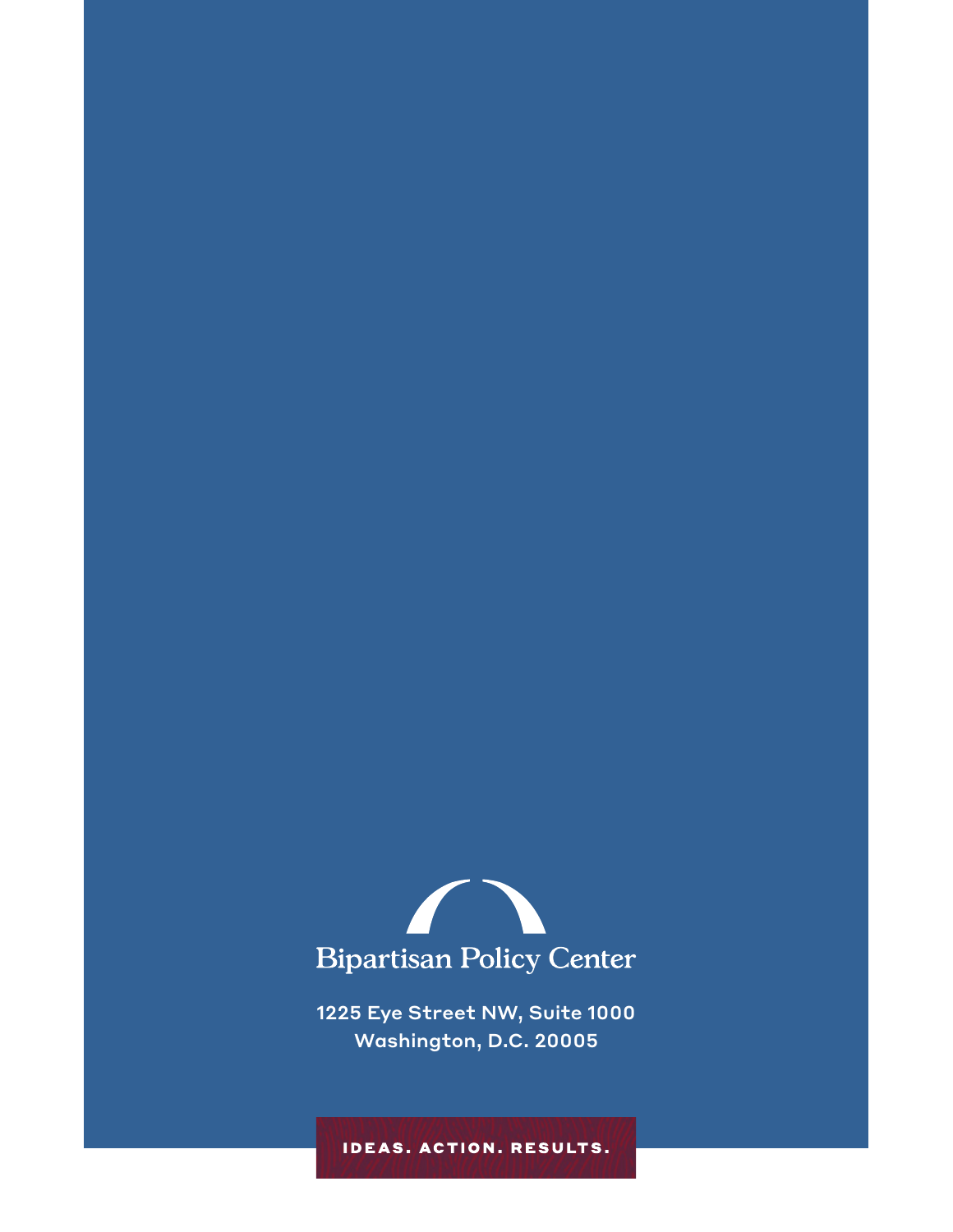Bipartisan Policy Center

1225 Eye Street NW, Suite 1000
Washington, D.C. 20005

IDEAS. ACTION. RESULTS.